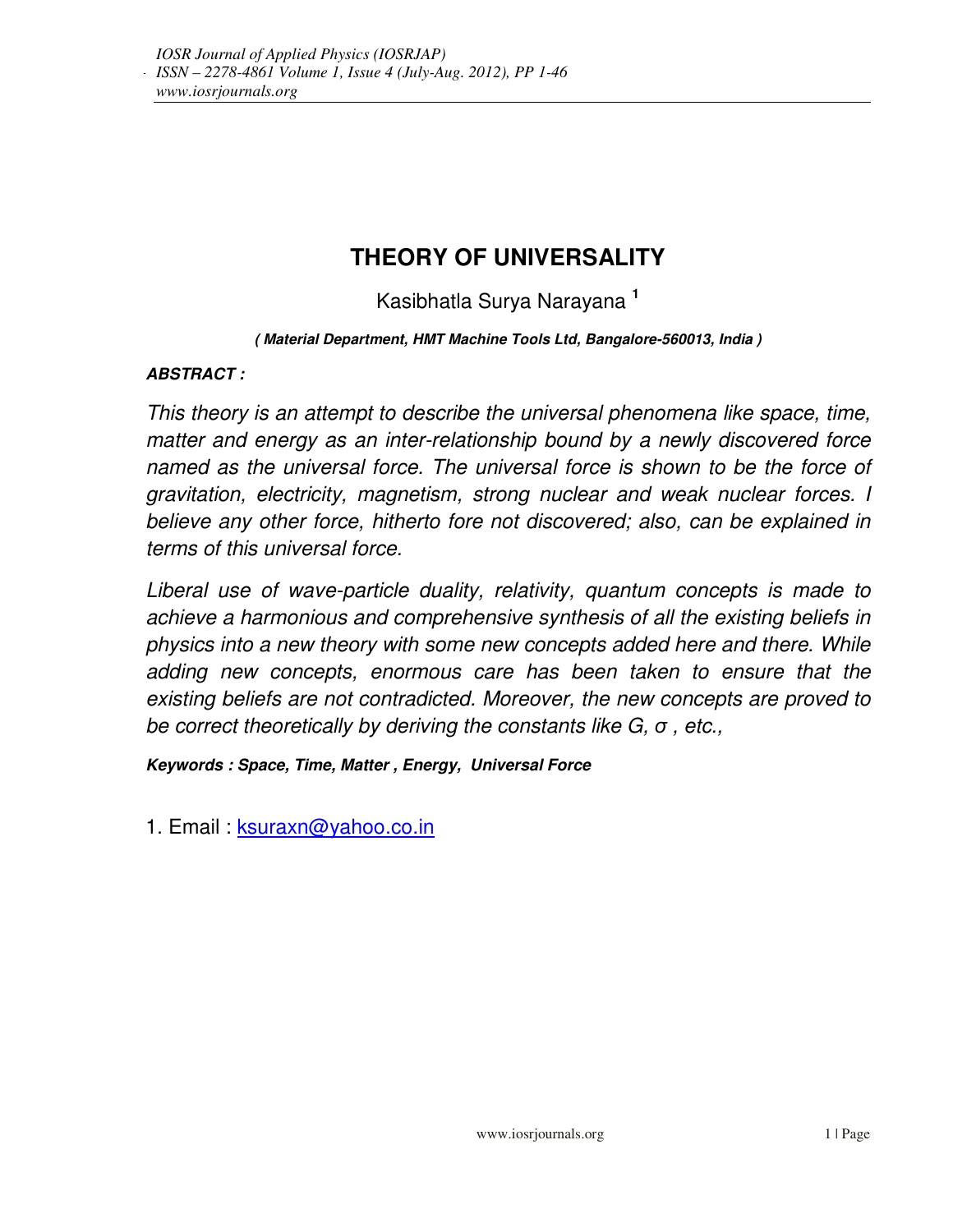# THEORY OF UNIVERSALITY

Kasibhatla Surya Narayana [1]

***( Material Department, HMT Machine Tools Ltd, Bangalore-560013, India )***

***ABSTRACT :***

*This theory is an attempt to describe the universal phenomena like space, time, matter and energy as an inter-relationship bound by a newly discovered force named as the universal force. The universal force is shown to be the force of gravitation, electricity, magnetism, strong nuclear and weak nuclear forces. I believe any other force, hitherto fore not discovered; also, can be explained in terms of this universal force.*

*Liberal use of wave-particle duality, relativity, quantum concepts is made to achieve a harmonious and comprehensive synthesis of all the existing beliefs in physics into a new theory with some new concepts added here and there. While adding new concepts, enormous care has been taken to ensure that the existing beliefs are not contradicted. Moreover, the new concepts are proved to be correct theoretically by deriving the constants like G, σ , etc.,*

***Keywords : Space, Time, Matter , Energy, Universal Force***

1. Email : ksuraxn@yahoo.co.in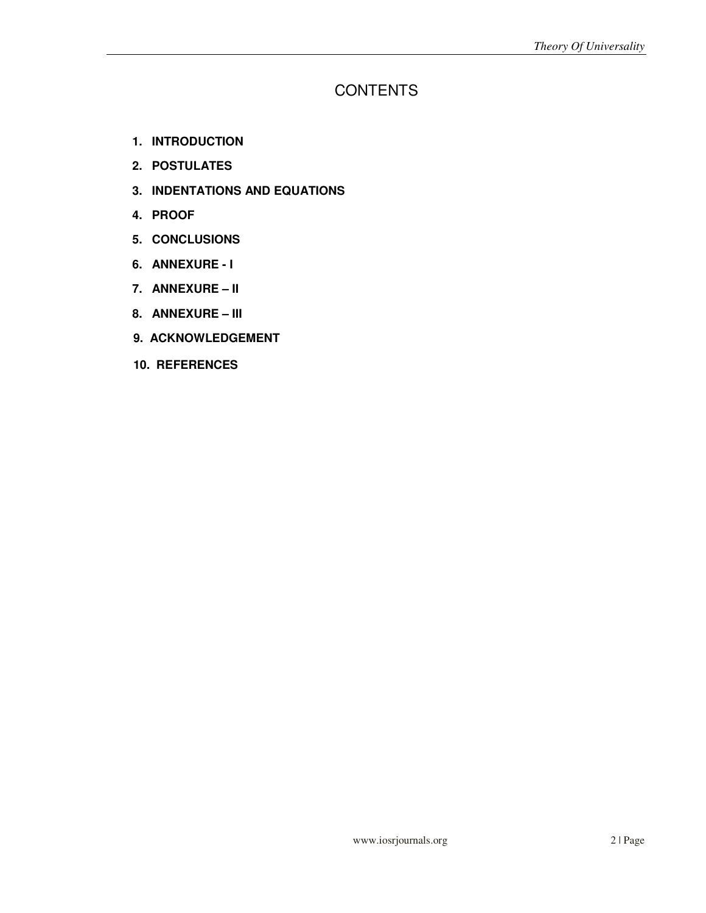# CONTENTS

1. **INTRODUCTION**
2. **POSTULATES**
3. **INDENTATIONS AND EQUATIONS**
4. **PROOF**
5. **CONCLUSIONS**
6. **ANNEXURE - I**
7. **ANNEXURE – II**
8. **ANNEXURE – III**
9. **ACKNOWLEDGEMENT**
10. **REFERENCES**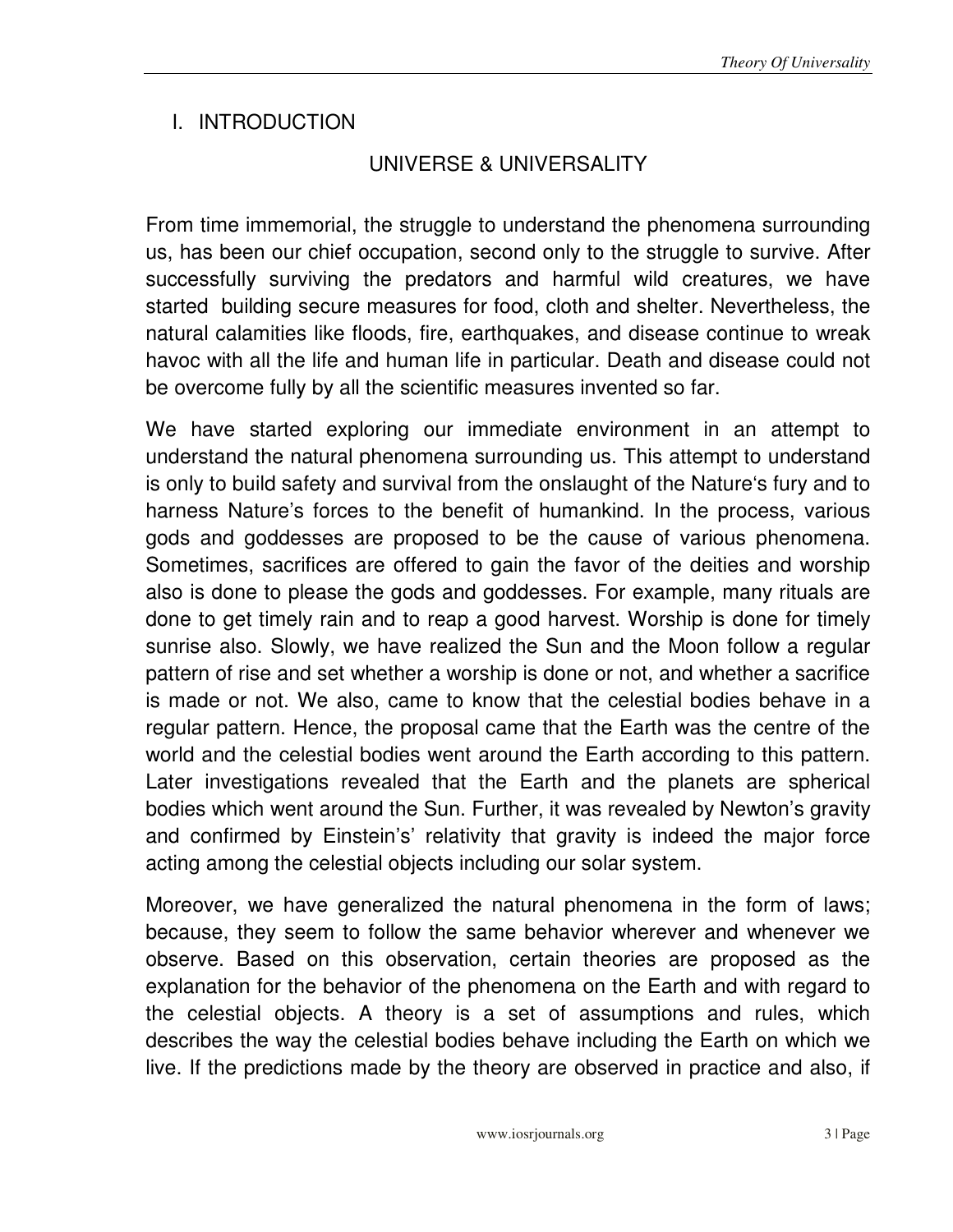## I. INTRODUCTION

### UNIVERSE & UNIVERSALITY

From time immemorial, the struggle to understand the phenomena surrounding us, has been our chief occupation, second only to the struggle to survive. After successfully surviving the predators and harmful wild creatures, we have started building secure measures for food, cloth and shelter. Nevertheless, the natural calamities like floods, fire, earthquakes, and disease continue to wreak havoc with all the life and human life in particular. Death and disease could not be overcome fully by all the scientific measures invented so far.

We have started exploring our immediate environment in an attempt to understand the natural phenomena surrounding us. This attempt to understand is only to build safety and survival from the onslaught of the Nature‘s fury and to harness Nature's forces to the benefit of humankind. In the process, various gods and goddesses are proposed to be the cause of various phenomena. Sometimes, sacrifices are offered to gain the favor of the deities and worship also is done to please the gods and goddesses. For example, many rituals are done to get timely rain and to reap a good harvest. Worship is done for timely sunrise also. Slowly, we have realized the Sun and the Moon follow a regular pattern of rise and set whether a worship is done or not, and whether a sacrifice is made or not. We also, came to know that the celestial bodies behave in a regular pattern. Hence, the proposal came that the Earth was the centre of the world and the celestial bodies went around the Earth according to this pattern. Later investigations revealed that the Earth and the planets are spherical bodies which went around the Sun. Further, it was revealed by Newton's gravity and confirmed by Einstein's' relativity that gravity is indeed the major force acting among the celestial objects including our solar system.

Moreover, we have generalized the natural phenomena in the form of laws; because, they seem to follow the same behavior wherever and whenever we observe. Based on this observation, certain theories are proposed as the explanation for the behavior of the phenomena on the Earth and with regard to the celestial objects. A theory is a set of assumptions and rules, which describes the way the celestial bodies behave including the Earth on which we live. If the predictions made by the theory are observed in practice and also, if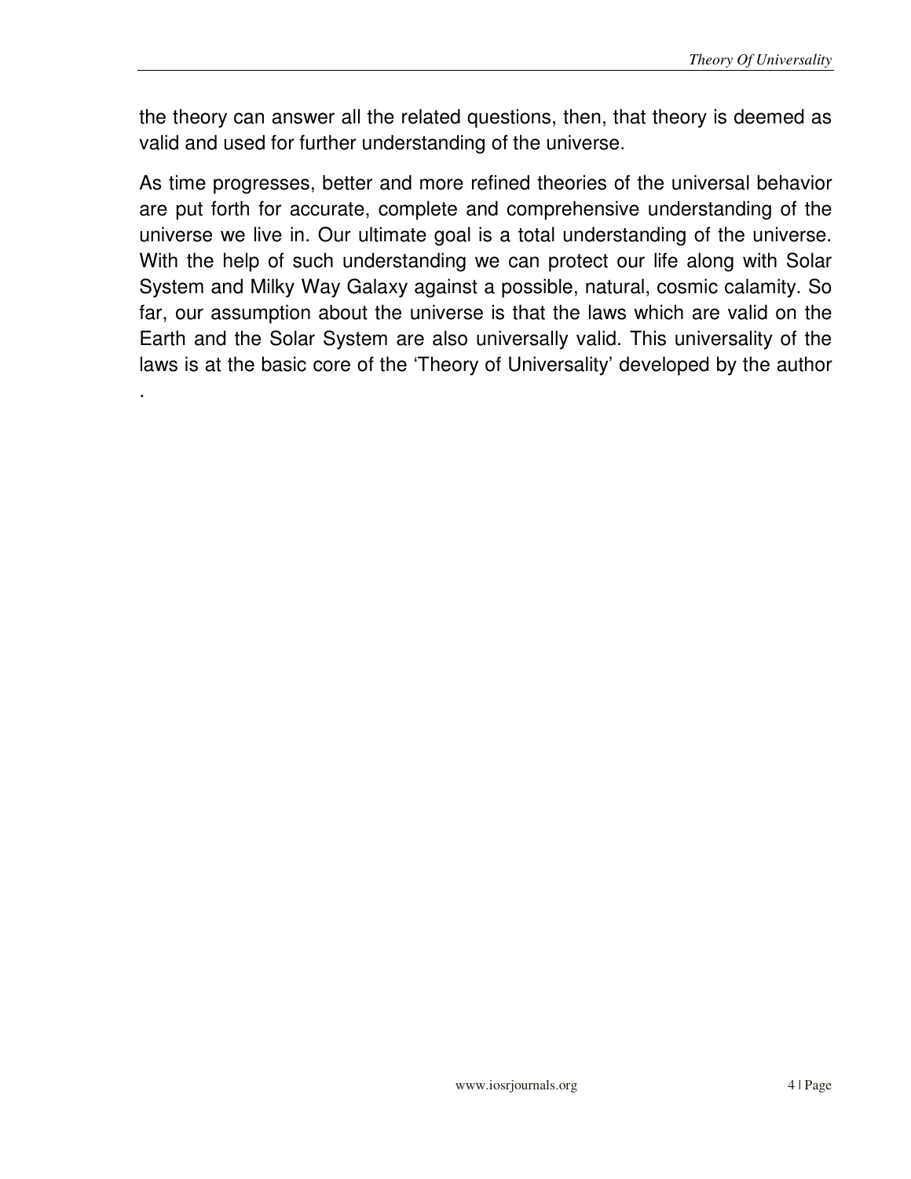the theory can answer all the related questions, then, that theory is deemed as valid and used for further understanding of the universe.

As time progresses, better and more refined theories of the universal behavior are put forth for accurate, complete and comprehensive understanding of the universe we live in. Our ultimate goal is a total understanding of the universe. With the help of such understanding we can protect our life along with Solar System and Milky Way Galaxy against a possible, natural, cosmic calamity. So far, our assumption about the universe is that the laws which are valid on the Earth and the Solar System are also universally valid. This universality of the laws is at the basic core of the 'Theory of Universality' developed by the author .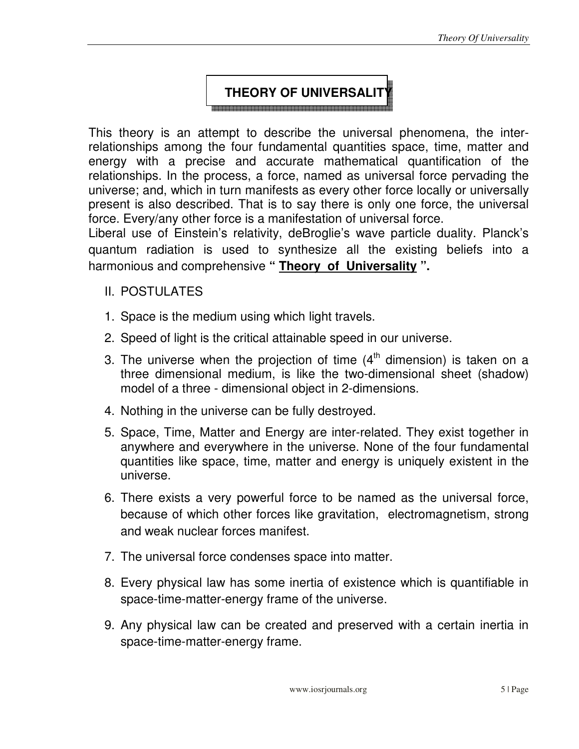# THEORY OF UNIVERSALITY

This theory is an attempt to describe the universal phenomena, the inter-relationships among the four fundamental quantities space, time, matter and energy with a precise and accurate mathematical quantification of the relationships. In the process, a force, named as universal force pervading the universe; and, which in turn manifests as every other force locally or universally present is also described. That is to say there is only one force, the universal force. Every/any other force is a manifestation of universal force.

Liberal use of Einstein's relativity, deBroglie's wave particle duality. Planck's quantum radiation is used to synthesize all the existing beliefs into a harmonious and comprehensive **" Theory of Universality ".**

## II. POSTULATES

1. Space is the medium using which light travels.
2. Speed of light is the critical attainable speed in our universe.
3. The universe when the projection of time ($4^{th}$ dimension) is taken on a three dimensional medium, is like the two-dimensional sheet (shadow) model of a three - dimensional object in 2-dimensions.
4. Nothing in the universe can be fully destroyed.
5. Space, Time, Matter and Energy are inter-related. They exist together in anywhere and everywhere in the universe. None of the four fundamental quantities like space, time, matter and energy is uniquely existent in the universe.
6. There exists a very powerful force to be named as the universal force, because of which other forces like gravitation, electromagnetism, strong and weak nuclear forces manifest.
7. The universal force condenses space into matter.
8. Every physical law has some inertia of existence which is quantifiable in space-time-matter-energy frame of the universe.
9. Any physical law can be created and preserved with a certain inertia in space-time-matter-energy frame.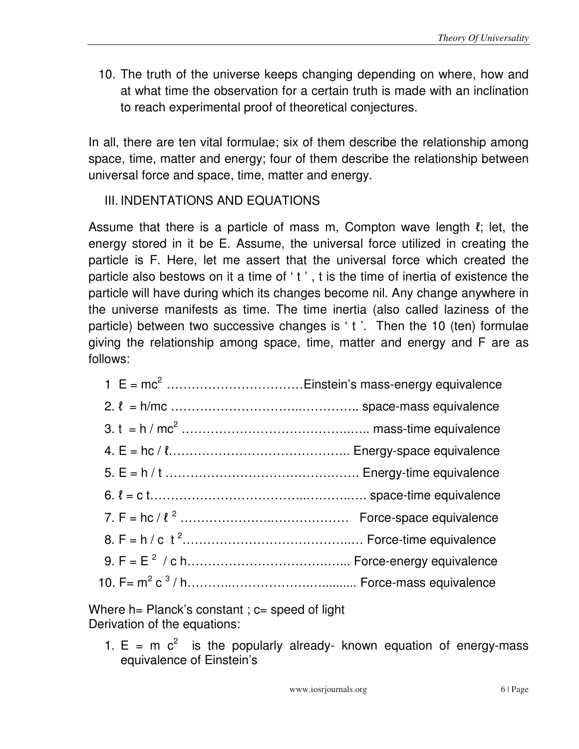10. The truth of the universe keeps changing depending on where, how and at what time the observation for a certain truth is made with an inclination to reach experimental proof of theoretical conjectures.

In all, there are ten vital formulae; six of them describe the relationship among space, time, matter and energy; four of them describe the relationship between universal force and space, time, matter and energy.

## III. INDENTATIONS AND EQUATIONS

Assume that there is a particle of mass m, Compton wave length $\ell$; let, the energy stored in it be E. Assume, the universal force utilized in creating the particle is F. Here, let me assert that the universal force which created the particle also bestows on it a time of ' t ' , t is the time of inertia of existence the particle will have during which its changes become nil. Any change anywhere in the universe manifests as time. The time inertia (also called laziness of the particle) between two successive changes is ' t '. Then the 10 (ten) formulae giving the relationship among space, time, matter and energy and F are as follows:

1. $E = mc^2$ ……………………………Einstein's mass-energy equivalence
2. $\ell = h/mc$ …………………………...………….. space-mass equivalence
3. $t = h / mc^2$ ……………………………………..….. mass-time equivalence
4. $E = hc / \ell$…………………………………….. Energy-space equivalence
5. $E = h / t$ ………………………………….……. Energy-time equivalence
6. $\ell = c\,t$……………………………...………..…. space-time equivalence
7. $F = hc / \ell^2$ …………………..……………… Force-space equivalence
8. $F = h / c\ t^2$……………………………………..… Force-time equivalence
9. $F = E^2 / c\,h$…………………………….…... Force-energy equivalence
10. $F = m^2 c^3 / h$………..………………..…......... Force-mass equivalence

Where h= Planck's constant ; c= speed of light
Derivation of the equations:

1. $E = m c^2$ is the popularly already- known equation of energy-mass equivalence of Einstein's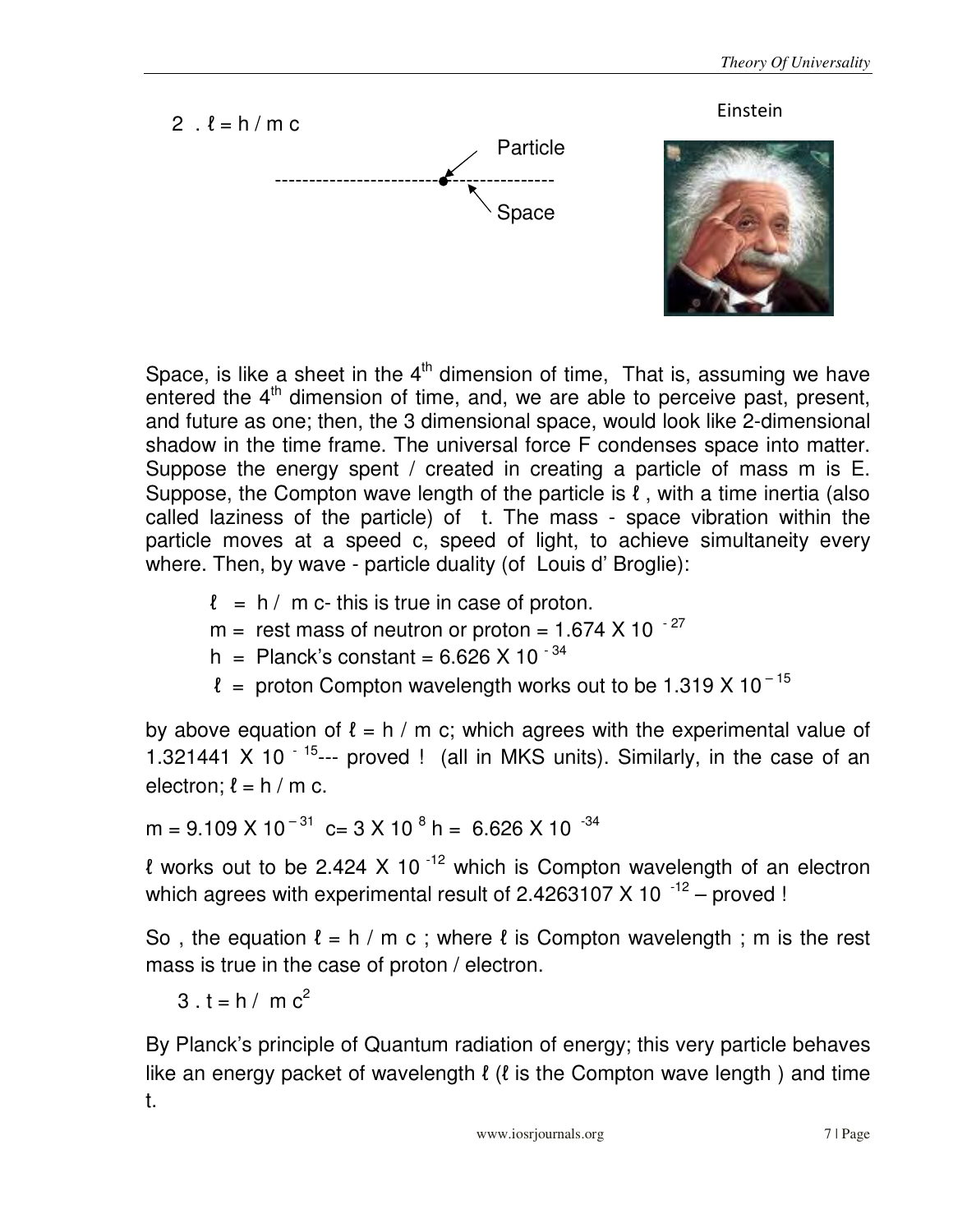2 . $\ell = h / m c$

Particle

Space

Einstein

Space, is like a sheet in the $4^{th}$ dimension of time, That is, assuming we have entered the $4^{th}$ dimension of time, and, we are able to perceive past, present, and future as one; then, the 3 dimensional space, would look like 2-dimensional shadow in the time frame. The universal force F condenses space into matter. Suppose the energy spent / created in creating a particle of mass m is E. Suppose, the Compton wave length of the particle is $\ell$ , with a time inertia (also called laziness of the particle) of t. The mass - space vibration within the particle moves at a speed c, speed of light, to achieve simultaneity every where. Then, by wave - particle duality (of Louis d' Broglie):

$\ell = h / m c$- this is true in case of proton.
$m =$ rest mass of neutron or proton $= 1.674 \times 10^{-27}$
$h =$ Planck's constant $= 6.626 \times 10^{-34}$
$\ell =$ proton Compton wavelength works out to be $1.319 \times 10^{-15}$

by above equation of $\ell = h / m c$; which agrees with the experimental value of $1.321441 \times 10^{-15}$--- proved ! (all in MKS units). Similarly, in the case of an electron; $\ell = h / m c$.

$m = 9.109 \times 10^{-31}$ $c = 3 \times 10^{8}$ $h = 6.626 \times 10^{-34}$

$\ell$ works out to be $2.424 \times 10^{-12}$ which is Compton wavelength of an electron which agrees with experimental result of $2.4263107 \times 10^{-12}$ – proved !

So , the equation $\ell = h / m c$ ; where $\ell$ is Compton wavelength ; m is the rest mass is true in the case of proton / electron.

3 . $t = h / m c^2$

By Planck's principle of Quantum radiation of energy; this very particle behaves like an energy packet of wavelength $\ell$ ($\ell$ is the Compton wave length ) and time t.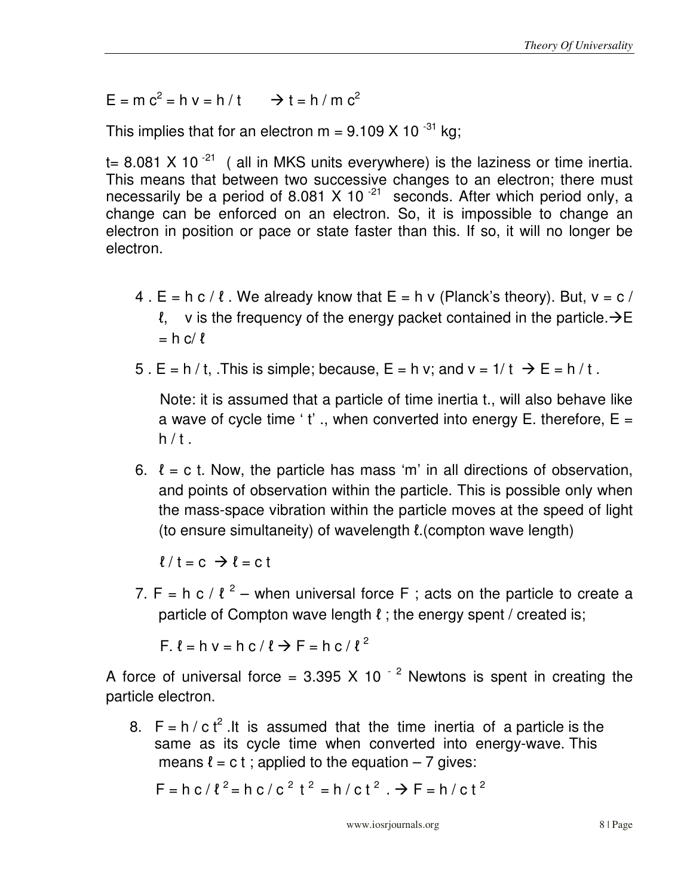$E = m c^2 = h v = h / t \quad \rightarrow t = h / m c^2$

This implies that for an electron $m = 9.109 \times 10^{-31}$ kg;

$t = 8.081 \times 10^{-21}$ ( all in MKS units everywhere) is the laziness or time inertia. This means that between two successive changes to an electron; there must necessarily be a period of $8.081 \times 10^{-21}$ seconds. After which period only, a change can be enforced on an electron. So, it is impossible to change an electron in position or pace or state faster than this. If so, it will no longer be electron.

4 . $E = h c / \ell$ . We already know that $E = h v$ (Planck's theory). But, $v = c / \ell$, v is the frequency of the energy packet contained in the particle.$\rightarrow E = h c / \ell$

5 . $E = h / t$, .This is simple; because, $E = h v$; and $v = 1/ t \rightarrow E = h / t$ .

Note: it is assumed that a particle of time inertia t., will also behave like a wave of cycle time ' t' ., when converted into energy E. therefore, $E = h / t$ .

6. $\ell = c t$. Now, the particle has mass 'm' in all directions of observation, and points of observation within the particle. This is possible only when the mass-space vibration within the particle moves at the speed of light (to ensure simultaneity) of wavelength $\ell$.(compton wave length)

$\ell / t = c \rightarrow \ell = c t$

7. $F = h c / \ell^2$ – when universal force F ; acts on the particle to create a particle of Compton wave length $\ell$ ; the energy spent / created is;

$F . \ell = h v = h c / \ell \rightarrow F = h c / \ell^2$

A force of universal force = $3.395 \times 10^{-2}$ Newtons is spent in creating the particle electron.

8. $F = h / c t^2$ .It is assumed that the time inertia of a particle is the same as its cycle time when converted into energy-wave. This means $\ell = c t$ ; applied to the equation – 7 gives:

$F = h c / \ell^2 = h c / c^2 t^2 = h / c t^2 . \rightarrow F = h / c t^2$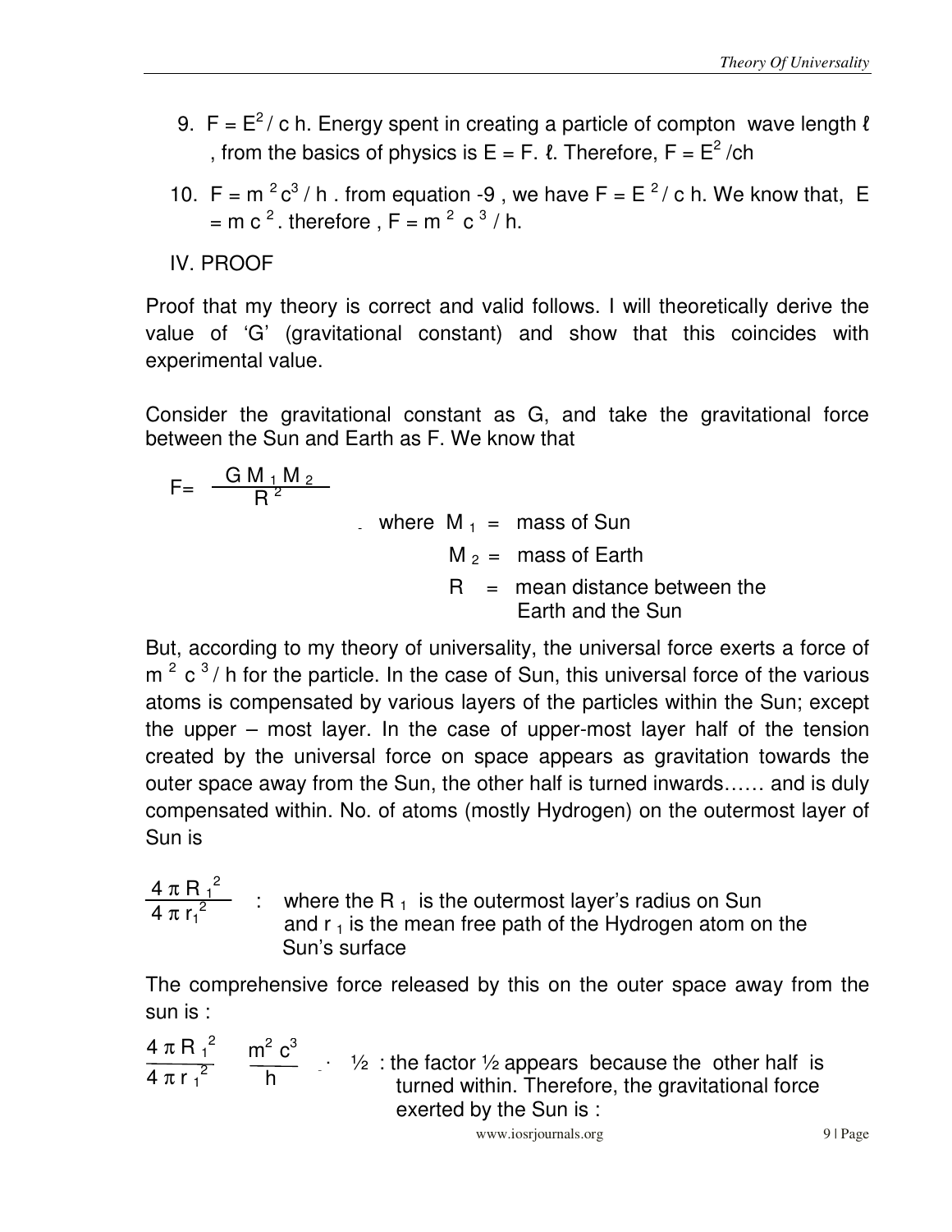9. $F = E^2 / c\,h$. Energy spent in creating a particle of compton wave length $\ell$, from the basics of physics is $E = F.\ \ell$. Therefore, $F = E^2 / ch$

10. $F = m^2 c^3 / h$. from equation -9, we have $F = E^2 / c\,h$. We know that, $E = m\,c^2$. therefore, $F = m^2\ c^3 / h$.

IV. PROOF

Proof that my theory is correct and valid follows. I will theoretically derive the value of 'G' (gravitational constant) and show that this coincides with experimental value.

Consider the gravitational constant as G, and take the gravitational force between the Sun and Earth as F. We know that

$$F = \frac{G\,M_1\,M_2}{R^2}$$

where $M_1$ = mass of Sun

$M_2$ = mass of Earth

$R$ = mean distance between the Earth and the Sun

But, according to my theory of universality, the universal force exerts a force of $m^2\ c^3 / h$ for the particle. In the case of Sun, this universal force of the various atoms is compensated by various layers of the particles within the Sun; except the upper – most layer. In the case of upper-most layer half of the tension created by the universal force on space appears as gravitation towards the outer space away from the Sun, the other half is turned inwards…… and is duly compensated within. No. of atoms (mostly Hydrogen) on the outermost layer of Sun is

$$\frac{4\,\pi\,R_1^2}{4\,\pi\,r_1^2}$$

: where the $R_1$ is the outermost layer's radius on Sun and $r_1$ is the mean free path of the Hydrogen atom on the Sun's surface

The comprehensive force released by this on the outer space away from the sun is :

$$\frac{4\,\pi\,R_1^2}{4\,\pi\,r_1^2} \cdot \frac{m^2\,c^3}{h} \cdot ½$$

: the factor ½ appears because the other half is turned within. Therefore, the gravitational force exerted by the Sun is :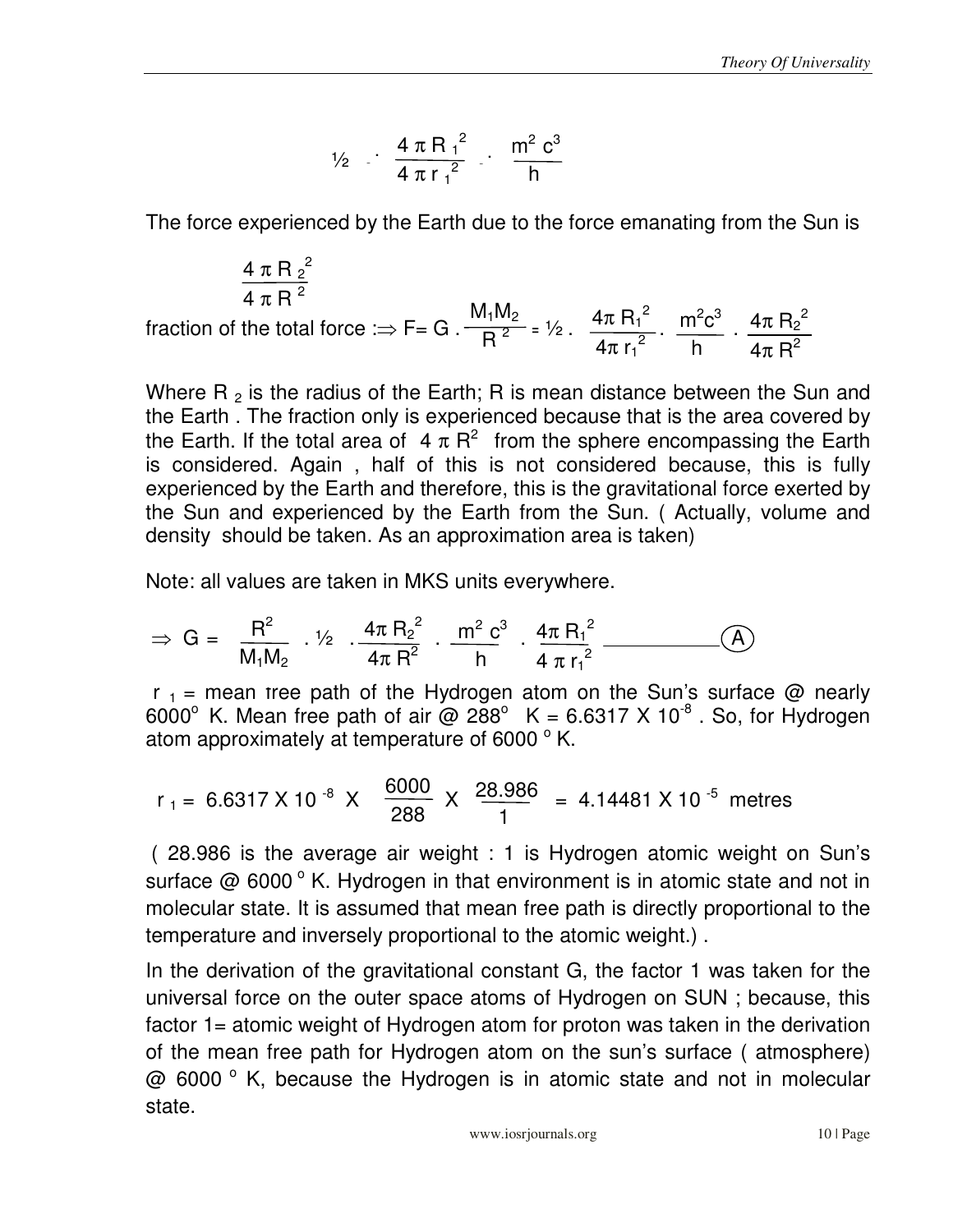$$\frac{1}{2} \cdot \frac{4 \pi R_1^2}{4 \pi r_1^2} \cdot \frac{m^2 c^3}{h}$$

The force experienced by the Earth due to the force emanating from the Sun is

$\frac{4 \pi R_2^2}{4 \pi R^2}$ fraction of the total force :$\Rightarrow$ $F = G \cdot \frac{M_1 M_2}{R^2} = \frac{1}{2} \cdot \frac{4\pi R_1^2}{4\pi r_1^2} \cdot \frac{m^2 c^3}{h} \cdot \frac{4\pi R_2^2}{4\pi R^2}$

Where $R_2$ is the radius of the Earth; R is mean distance between the Sun and the Earth . The fraction only is experienced because that is the area covered by the Earth. If the total area of $4 \pi R^2$ from the sphere encompassing the Earth is considered. Again , half of this is not considered because, this is fully experienced by the Earth and therefore, this is the gravitational force exerted by the Sun and experienced by the Earth from the Sun. ( Actually, volume and density should be taken. As an approximation area is taken)

Note: all values are taken in MKS units everywhere.

$$\Rightarrow G = \frac{R^2}{M_1 M_2} \cdot \frac{1}{2} \cdot \frac{4\pi R_2^2}{4\pi R^2} \cdot \frac{m^2 c^3}{h} \cdot \frac{4\pi R_1^2}{4 \pi r_1^2} \quad \text{———— (A)}$$

$r_1$ = mean free path of the Hydrogen atom on the Sun's surface @ nearly $6000^o$ K. Mean free path of air @ $288^o$ K = $6.6317 \times 10^{-8}$ . So, for Hydrogen atom approximately at temperature of 6000 $^o$K.

$$r_1 = 6.6317 \times 10^{-8} \times \frac{6000}{288} \times \frac{28.986}{1} = 4.14481 \times 10^{-5} \text{ metres}$$

( 28.986 is the average air weight : 1 is Hydrogen atomic weight on Sun's surface @ 6000 $^o$K. Hydrogen in that environment is in atomic state and not in molecular state. It is assumed that mean free path is directly proportional to the temperature and inversely proportional to the atomic weight.) .

In the derivation of the gravitational constant G, the factor 1 was taken for the universal force on the outer space atoms of Hydrogen on SUN ; because, this factor 1= atomic weight of Hydrogen atom for proton was taken in the derivation of the mean free path for Hydrogen atom on the sun's surface ( atmosphere) @ 6000 $^o$K, because the Hydrogen is in atomic state and not in molecular state.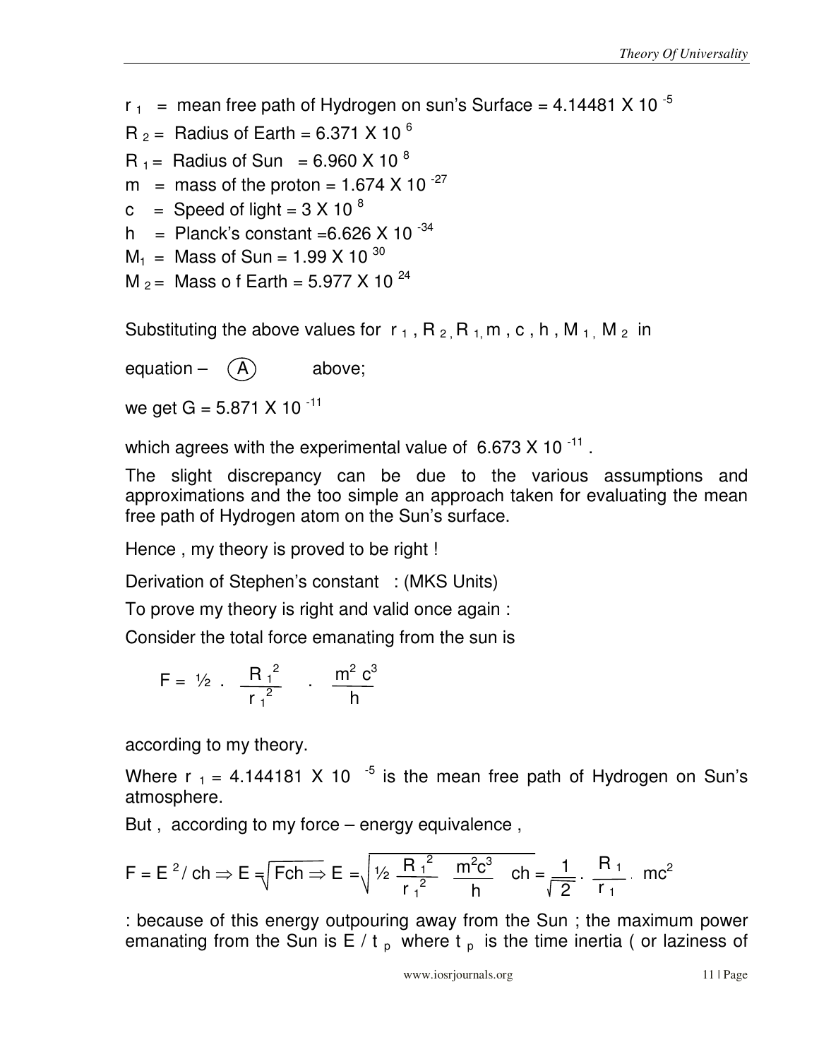$r_1$ = mean free path of Hydrogen on sun's Surface = $4.14481 \times 10^{-5}$

$R_2$ = Radius of Earth = $6.371 \times 10^{6}$

$R_1$ = Radius of Sun = $6.960 \times 10^{8}$

$m$ = mass of the proton = $1.674 \times 10^{-27}$

$c$ = Speed of light = $3 \times 10^{8}$

$h$ = Planck's constant = $6.626 \times 10^{-34}$

$M_1$ = Mass of Sun = $1.99 \times 10^{30}$

$M_2$ = Mass o f Earth = $5.977 \times 10^{24}$

Substituting the above values for $r_1$, $R_2$, $R_1$, $m$, $c$, $h$, $M_1$, $M_2$ in

equation – (A) above;

we get $G = 5.871 \times 10^{-11}$

which agrees with the experimental value of $6.673 \times 10^{-11}$.

The slight discrepancy can be due to the various assumptions and approximations and the too simple an approach taken for evaluating the mean free path of Hydrogen atom on the Sun's surface.

Hence , my theory is proved to be right !

Derivation of Stephen's constant : (MKS Units)

To prove my theory is right and valid once again :

Consider the total force emanating from the sun is

$$F = \frac{1}{2} \cdot \frac{R_1^2}{r_1^2} \cdot \frac{m^2 c^3}{h}$$

according to my theory.

Where $r_1 = 4.144181 \times 10^{-5}$ is the mean free path of Hydrogen on Sun's atmosphere.

But , according to my force – energy equivalence ,

$$F = E^2 / ch \Rightarrow E = \sqrt{Fch} \Rightarrow E = \sqrt{\frac{1}{2} \frac{R_1^2}{r_1^2} \frac{m^2 c^3}{h} ch} = \frac{1}{\sqrt{2}} \cdot \frac{R_1}{r_1} \cdot mc^2$$

: because of this energy outpouring away from the Sun ; the maximum power emanating from the Sun is $E / t_p$ where $t_p$ is the time inertia ( or laziness of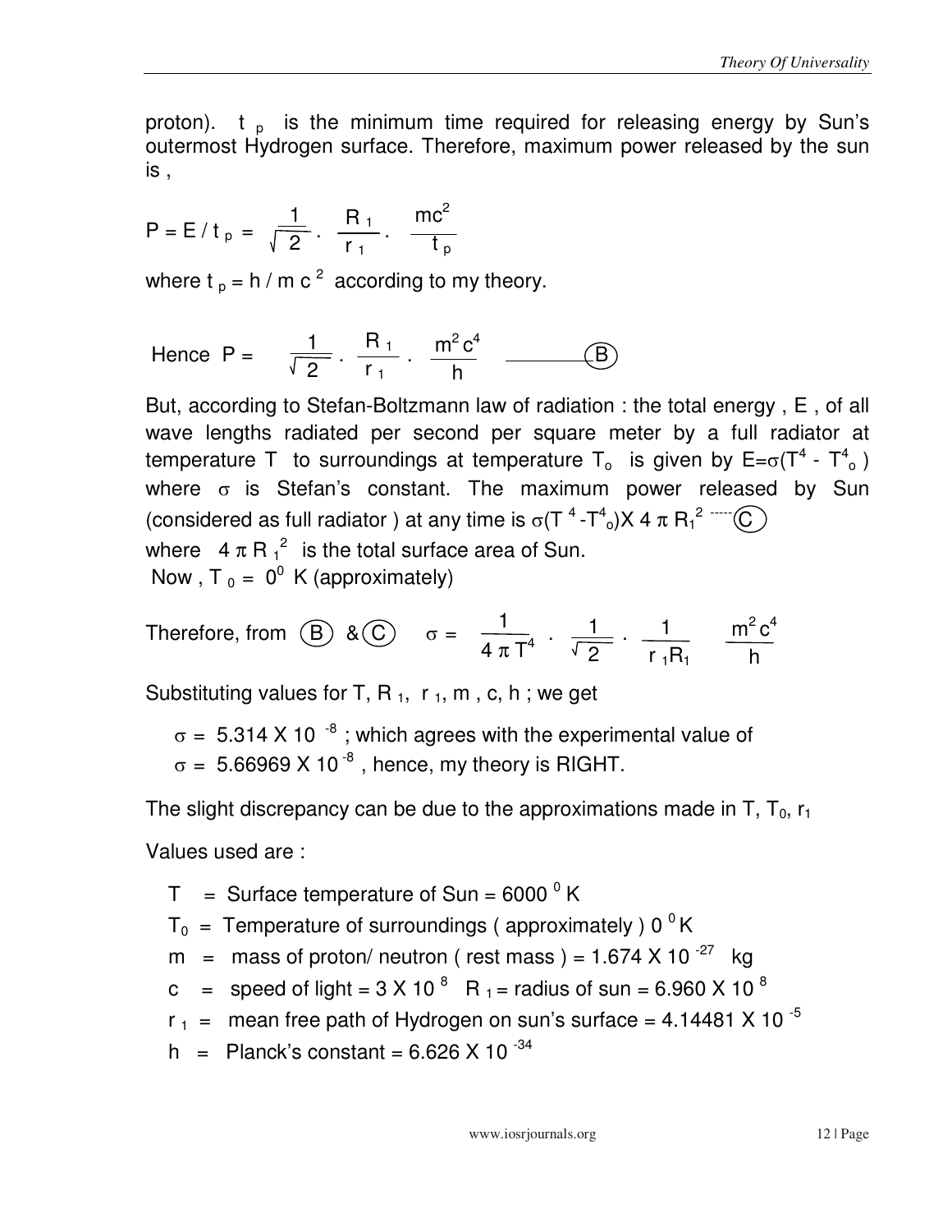proton). $t_p$ is the minimum time required for releasing energy by Sun's outermost Hydrogen surface. Therefore, maximum power released by the sun is ,

$$P = E / t_p = \frac{1}{\sqrt{2}} \cdot \frac{R_1}{r_1} \cdot \frac{mc^2}{t_p}$$

where $t_p = h / m c^2$ according to my theory.

$$\text{Hence } P = \frac{1}{\sqrt{2}} \cdot \frac{R_1}{r_1} \cdot \frac{m^2 c^4}{h} \qquad \text{———— (B)}$$

But, according to Stefan-Boltzmann law of radiation : the total energy , E , of all wave lengths radiated per second per square meter by a full radiator at temperature T to surroundings at temperature $T_o$ is given by $E=\sigma(T^4 - T^4_o)$ where $\sigma$ is Stefan's constant. The maximum power released by Sun (considered as full radiator ) at any time is $\sigma(T^4 - T^4_o) X 4 \pi R_1^2$ ----- (C)

where $4 \pi R_1^2$ is the total surface area of Sun.

Now , $T_0 = 0^0$ K (approximately)

$$\text{Therefore, from (B) \& (C)} \quad \sigma = \frac{1}{4 \pi T^4} \cdot \frac{1}{\sqrt{2}} \cdot \frac{1}{r_1 R_1} \quad \frac{m^2 c^4}{h}$$

Substituting values for T, $R_1$, $r_1$, m , c, h ; we get

$\sigma = 5.314 X 10^{-8}$ ; which agrees with the experimental value of
$\sigma = 5.66969 X 10^{-8}$ , hence, my theory is RIGHT.

The slight discrepancy can be due to the approximations made in T, $T_0$, $r_1$

Values used are :

- T = Surface temperature of Sun = 6000 $^0$ K
- $T_0$ = Temperature of surroundings ( approximately ) 0 $^0$ K
- m = mass of proton/ neutron ( rest mass ) = $1.674 X 10^{-27}$ kg
- c = speed of light = $3 X 10^8$ $R_1$ = radius of sun = $6.960 X 10^8$
- $r_1$ = mean free path of Hydrogen on sun's surface = $4.14481 X 10^{-5}$
- h = Planck's constant = $6.626 X 10^{-34}$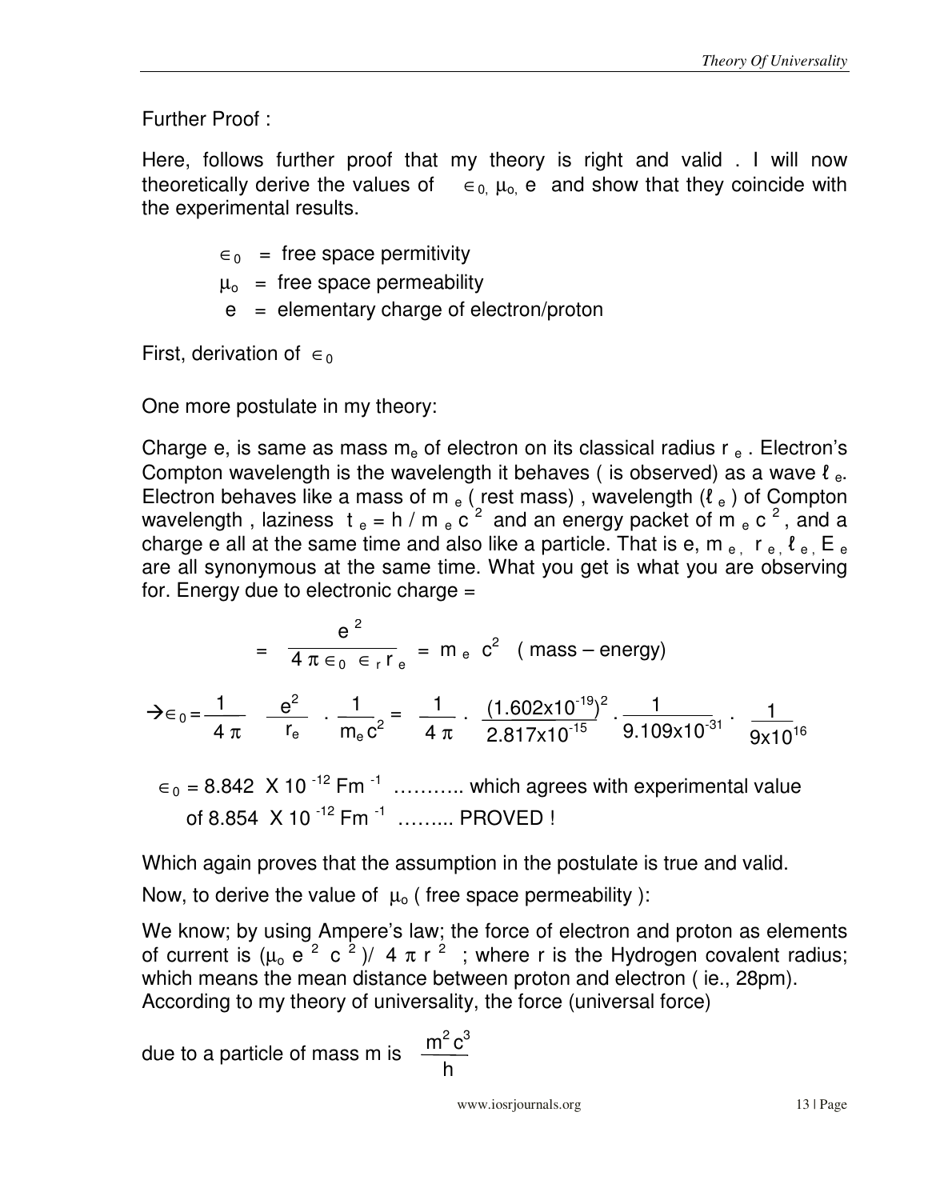Further Proof :

Here, follows further proof that my theory is right and valid . I will now theoretically derive the values of $\in_0$, $\mu_o$, e and show that they coincide with the experimental results.

$\in_0$ = free space permitivity

$\mu_o$ = free space permeability

e = elementary charge of electron/proton

First, derivation of $\in_0$

One more postulate in my theory:

Charge e, is same as mass $m_e$ of electron on its classical radius $r_e$ . Electron's Compton wavelength is the wavelength it behaves ( is observed) as a wave $\ell_e$. Electron behaves like a mass of $m_e$ ( rest mass) , wavelength ($\ell_e$ ) of Compton wavelength , laziness $t_e = h / m_e c^2$ and an energy packet of $m_e c^2$ , and a charge e all at the same time and also like a particle. That is e, $m_e$, $r_e$, $\ell_e$, $E_e$ are all synonymous at the same time. What you get is what you are observing for. Energy due to electronic charge =

$$= \frac{e^2}{4\pi \in_0 \in_r r_e} = m_e c^2 \quad \text{( mass – energy)}$$

$$\rightarrow \in_0 = \frac{1}{4\pi} \quad \frac{e^2}{r_e} \cdot \frac{1}{m_e c^2} = \frac{1}{4\pi} \cdot \frac{(1.602 \text{x} 10^{-19})^2}{2.817 \text{x} 10^{-15}} \cdot \frac{1}{9.109 \text{x} 10^{-31}} \cdot \frac{1}{9 \text{x} 10^{16}}$$

$\in_0 = 8.842 \text{ X } 10^{-12} \text{ Fm}^{-1}$ ……….. which agrees with experimental value of $8.854 \text{ X } 10^{-12} \text{ Fm}^{-1}$ …….. PROVED !

Which again proves that the assumption in the postulate is true and valid.

Now, to derive the value of $\mu_o$ ( free space permeability ):

We know; by using Ampere's law; the force of electron and proton as elements of current is $(\mu_o e^2 c^2)/ 4\pi r^2$ ; where r is the Hydrogen covalent radius; which means the mean distance between proton and electron ( ie., 28pm). According to my theory of universality, the force (universal force)

due to a particle of mass m is $\frac{m^2 c^3}{h}$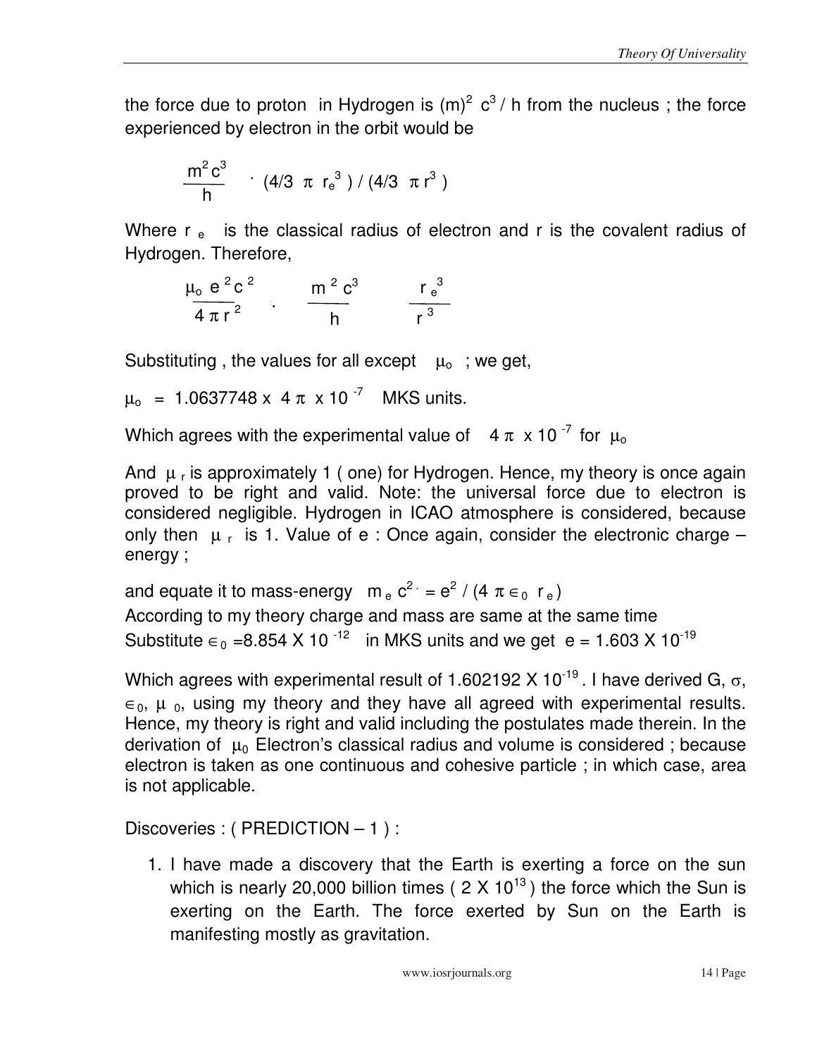the force due to proton in Hydrogen is $(m)^2 c^3 / h$ from the nucleus ; the force experienced by electron in the orbit would be

$$\frac{m^2 c^3}{h} \cdot (4/3 \ \pi \ r_e^3) / (4/3 \ \pi \ r^3)$$

Where $r_e$ is the classical radius of electron and r is the covalent radius of Hydrogen. Therefore,

$$\frac{\mu_o \ e^2 c^2}{4 \pi r^2} \quad . \quad \frac{m^2 c^3}{h} \quad \frac{r_e^3}{r^3}$$

Substituting , the values for all except $\mu_o$ ; we get,

$\mu_o = 1.0637748 \times 4 \pi \times 10^{-7}$ MKS units.

Which agrees with the experimental value of $4 \pi \times 10^{-7}$ for $\mu_o$

And $\mu_r$ is approximately 1 ( one) for Hydrogen. Hence, my theory is once again proved to be right and valid. Note: the universal force due to electron is considered negligible. Hydrogen in ICAO atmosphere is considered, because only then $\mu_r$ is 1. Value of e : Once again, consider the electronic charge – energy ;

and equate it to mass-energy $m_e c^2 = e^2 / (4 \pi \epsilon_0 r_e)$
According to my theory charge and mass are same at the same time
Substitute $\epsilon_0 = 8.854 \times 10^{-12}$ in MKS units and we get $e = 1.603 \times 10^{-19}$

Which agrees with experimental result of $1.602192 \times 10^{-19}$. I have derived G, $\sigma$, $\epsilon_0$, $\mu_0$, using my theory and they have all agreed with experimental results. Hence, my theory is right and valid including the postulates made therein. In the derivation of $\mu_0$ Electron's classical radius and volume is considered ; because electron is taken as one continuous and cohesive particle ; in which case, area is not applicable.

Discoveries : ( PREDICTION – 1 ) :

1. I have made a discovery that the Earth is exerting a force on the sun which is nearly 20,000 billion times ( $2 \times 10^{13}$ ) the force which the Sun is exerting on the Earth. The force exerted by Sun on the Earth is manifesting mostly as gravitation.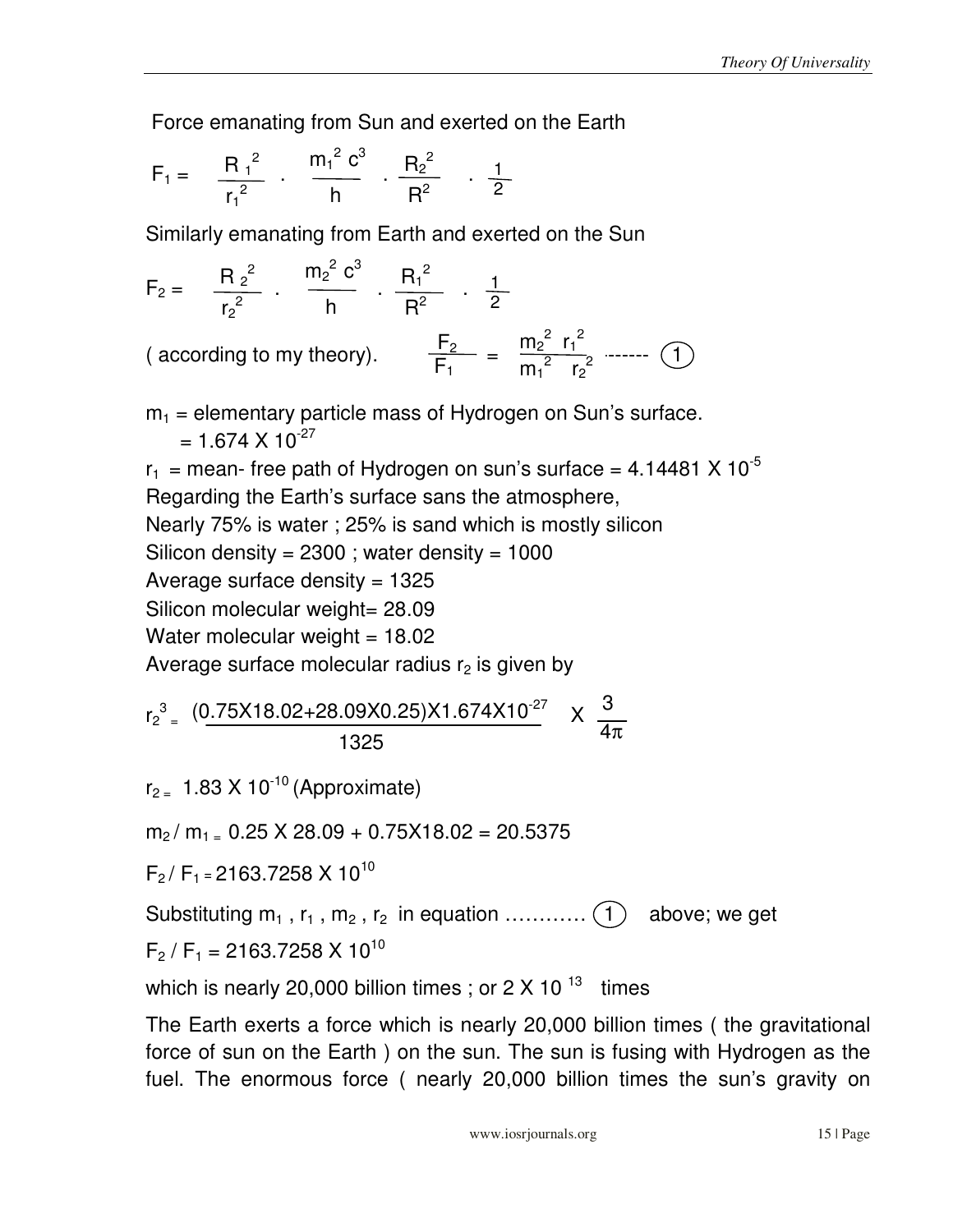Force emanating from Sun and exerted on the Earth

$$F_1 = \frac{R_1^2}{r_1^2} \cdot \frac{m_1^2 c^3}{h} \cdot \frac{R_2^2}{R^2} \cdot \frac{1}{2}$$

Similarly emanating from Earth and exerted on the Sun

$$F_2 = \frac{R_2^2}{r_2^2} \cdot \frac{m_2^2 c^3}{h} \cdot \frac{R_1^2}{R^2} \cdot \frac{1}{2}$$

( according to my theory). $\quad \frac{F_2}{F_1} = \frac{m_2^2 \; r_1^2}{m_1^2 \; r_2^2}$ ------- (1)

$m_1$ = elementary particle mass of Hydrogen on Sun's surface.
$= 1.674 \times 10^{-27}$

$r_1$ = mean- free path of Hydrogen on sun's surface = $4.14481 \times 10^{-5}$

Regarding the Earth's surface sans the atmosphere,

Nearly 75% is water ; 25% is sand which is mostly silicon

Silicon density = 2300 ; water density = 1000

Average surface density = 1325

Silicon molecular weight= 28.09

Water molecular weight = 18.02

Average surface molecular radius $r_2$ is given by

$$r_2^3 = \frac{(0.75 \times 18.02 + 28.09 \times 0.25) \times 1.674 \times 10^{-27}}{1325} \times \frac{3}{4\pi}$$

$r_2 = 1.83 \times 10^{-10}$ (Approximate)

$m_2 / m_1 = 0.25 \times 28.09 + 0.75 \times 18.02 = 20.5375$

$F_2 / F_1 = 2163.7258 \times 10^{10}$

Substituting $m_1$ , $r_1$ , $m_2$ , $r_2$ in equation ………… (1) above; we get

$F_2 / F_1 = 2163.7258 \times 10^{10}$

which is nearly 20,000 billion times ; or $2 \times 10^{13}$ times

The Earth exerts a force which is nearly 20,000 billion times ( the gravitational force of sun on the Earth ) on the sun. The sun is fusing with Hydrogen as the fuel. The enormous force ( nearly 20,000 billion times the sun's gravity on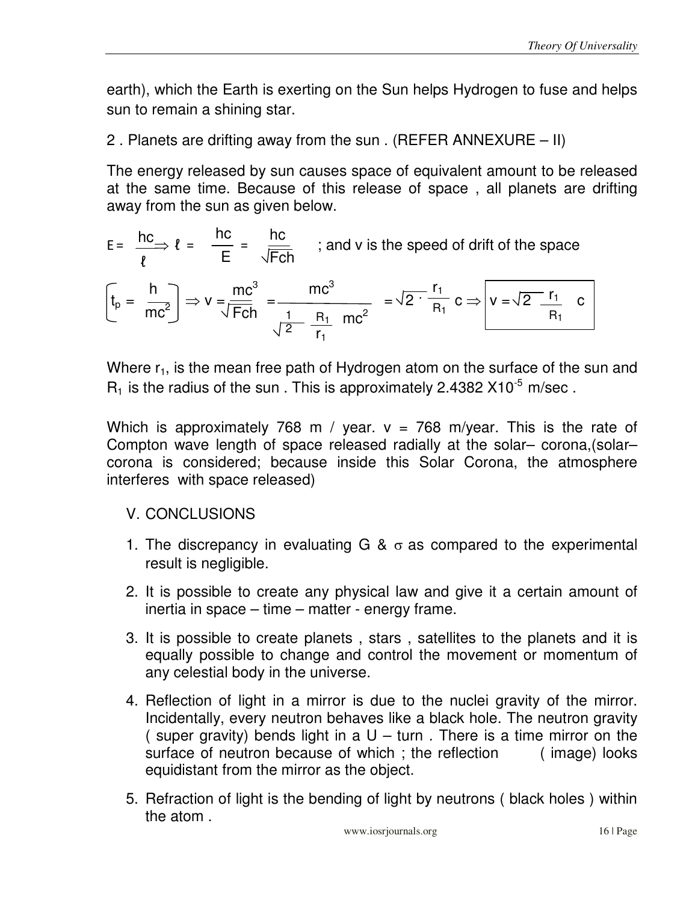earth), which the Earth is exerting on the Sun helps Hydrogen to fuse and helps sun to remain a shining star.

2 . Planets are drifting away from the sun . (REFER ANNEXURE – II)

The energy released by sun causes space of equivalent amount to be released at the same time. Because of this release of space , all planets are drifting away from the sun as given below.

$$E = \frac{hc}{\ell} \Rightarrow \ell = \frac{hc}{E} = \frac{hc}{\sqrt{Fch}}$$ ; and v is the speed of drift of the space

$$\left[t_p = \frac{h}{mc^2}\right] \Rightarrow v = \frac{mc^3}{\sqrt{Fch}} = \frac{mc^3}{\sqrt{\frac{1}{2}\frac{R_1}{r_1}}\, mc^2} = \sqrt{2 \cdot \frac{r_1}{R_1}}\, c \Rightarrow \boxed{v = \sqrt{2\frac{r_1}{R_1}}\, c}$$

Where $r_1$, is the mean free path of Hydrogen atom on the surface of the sun and $R_1$ is the radius of the sun . This is approximately 2.4382 X$10^{-5}$ m/sec .

Which is approximately 768 m / year. v = 768 m/year. This is the rate of Compton wave length of space released radially at the solar– corona,(solar–corona is considered; because inside this Solar Corona, the atmosphere interferes with space released)

## V. CONCLUSIONS

1. The discrepancy in evaluating G & $\sigma$ as compared to the experimental result is negligible.
2. It is possible to create any physical law and give it a certain amount of inertia in space – time – matter - energy frame.
3. It is possible to create planets , stars , satellites to the planets and it is equally possible to change and control the movement or momentum of any celestial body in the universe.
4. Reflection of light in a mirror is due to the nuclei gravity of the mirror. Incidentally, every neutron behaves like a black hole. The neutron gravity ( super gravity) bends light in a U – turn . There is a time mirror on the surface of neutron because of which ; the reflection ( image) looks equidistant from the mirror as the object.
5. Refraction of light is the bending of light by neutrons ( black holes ) within the atom .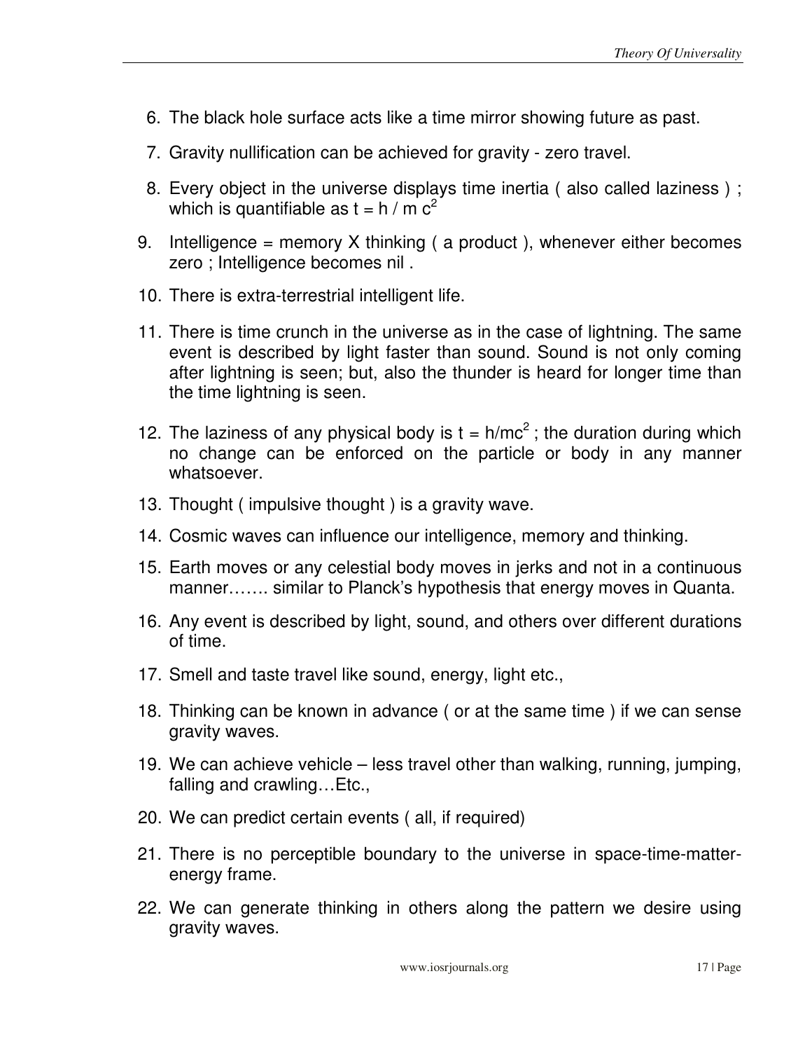6. The black hole surface acts like a time mirror showing future as past.
7. Gravity nullification can be achieved for gravity - zero travel.
8. Every object in the universe displays time inertia ( also called laziness ) ; which is quantifiable as $t = h / m c^2$
9. Intelligence = memory X thinking ( a product ), whenever either becomes zero ; Intelligence becomes nil .
10. There is extra-terrestrial intelligent life.
11. There is time crunch in the universe as in the case of lightning. The same event is described by light faster than sound. Sound is not only coming after lightning is seen; but, also the thunder is heard for longer time than the time lightning is seen.
12. The laziness of any physical body is $t = h/mc^2$ ; the duration during which no change can be enforced on the particle or body in any manner whatsoever.
13. Thought ( impulsive thought ) is a gravity wave.
14. Cosmic waves can influence our intelligence, memory and thinking.
15. Earth moves or any celestial body moves in jerks and not in a continuous manner……. similar to Planck's hypothesis that energy moves in Quanta.
16. Any event is described by light, sound, and others over different durations of time.
17. Smell and taste travel like sound, energy, light etc.,
18. Thinking can be known in advance ( or at the same time ) if we can sense gravity waves.
19. We can achieve vehicle – less travel other than walking, running, jumping, falling and crawling…Etc.,
20. We can predict certain events ( all, if required)
21. There is no perceptible boundary to the universe in space-time-matter-energy frame.
22. We can generate thinking in others along the pattern we desire using gravity waves.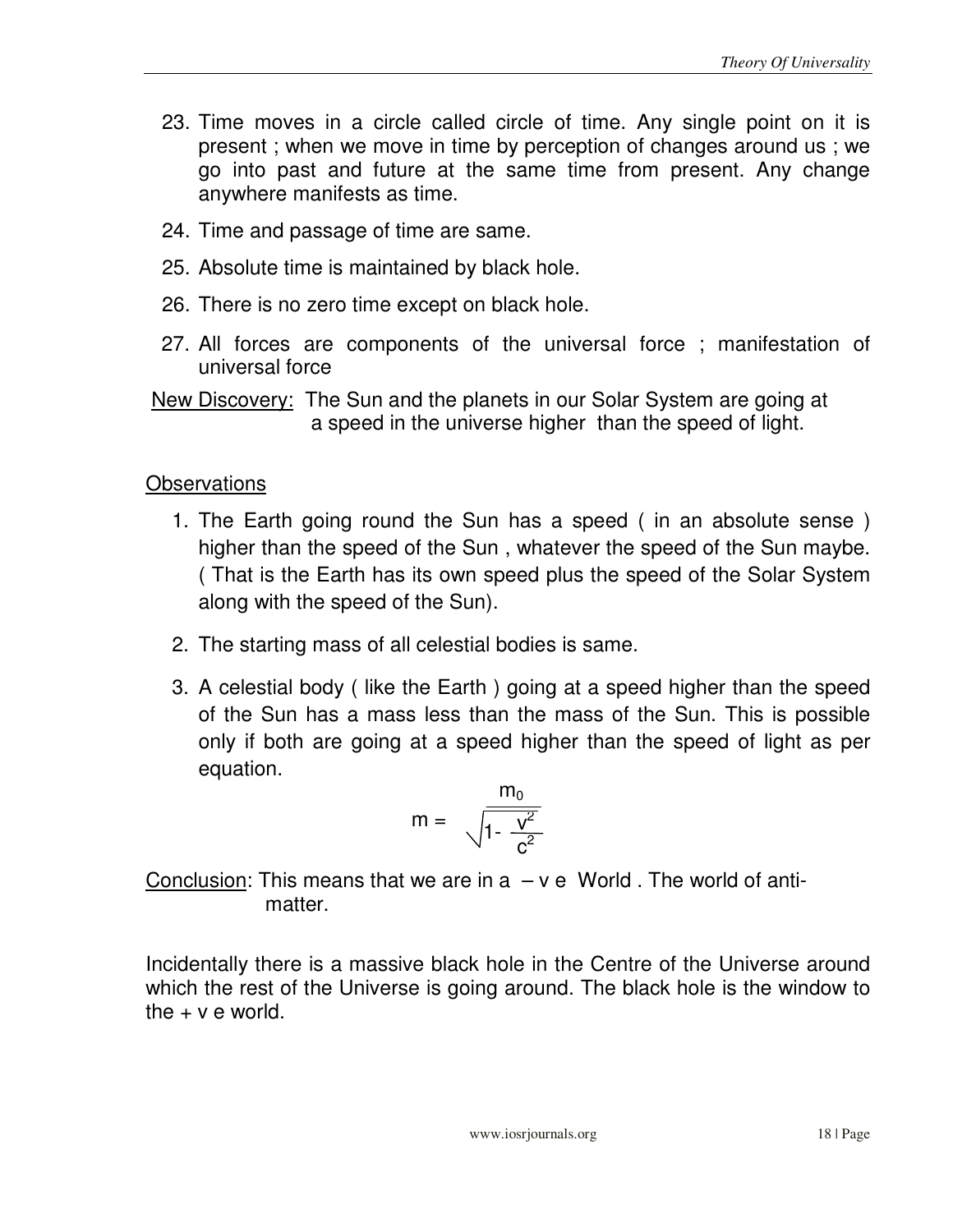23. Time moves in a circle called circle of time. Any single point on it is present ; when we move in time by perception of changes around us ; we go into past and future at the same time from present. Any change anywhere manifests as time.
24. Time and passage of time are same.
25. Absolute time is maintained by black hole.
26. There is no zero time except on black hole.
27. All forces are components of the universal force ; manifestation of universal force

<u>New Discovery:</u> The Sun and the planets in our Solar System are going at a speed in the universe higher than the speed of light.

<u>Observations</u>

1. The Earth going round the Sun has a speed ( in an absolute sense ) higher than the speed of the Sun , whatever the speed of the Sun maybe. ( That is the Earth has its own speed plus the speed of the Solar System along with the speed of the Sun).
2. The starting mass of all celestial bodies is same.
3. A celestial body ( like the Earth ) going at a speed higher than the speed of the Sun has a mass less than the mass of the Sun. This is possible only if both are going at a speed higher than the speed of light as per equation.

$$m = \frac{m_0}{\sqrt{1-\frac{v^2}{c^2}}}$$

<u>Conclusion</u>: This means that we are in a – v e World . The world of anti-matter.

Incidentally there is a massive black hole in the Centre of the Universe around which the rest of the Universe is going around. The black hole is the window to the + v e world.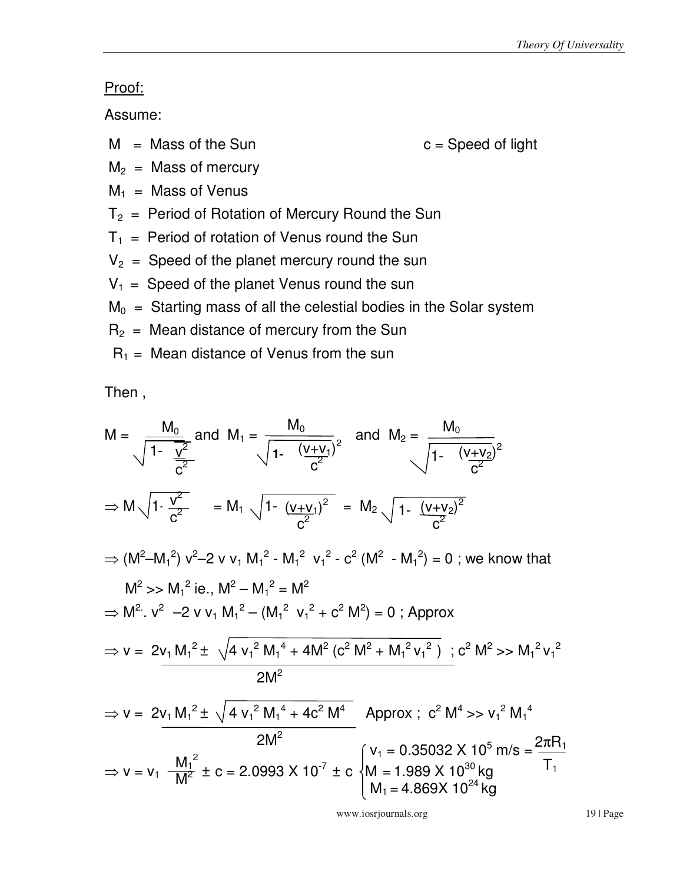Proof:

Assume:

$M$ = Mass of the Sun $\quad\quad\quad\quad$ $c$ = Speed of light

$M_2$ = Mass of mercury

$M_1$ = Mass of Venus

$T_2$ = Period of Rotation of Mercury Round the Sun

$T_1$ = Period of rotation of Venus round the Sun

$V_2$ = Speed of the planet mercury round the sun

$V_1$ = Speed of the planet Venus round the sun

$M_0$ = Starting mass of all the celestial bodies in the Solar system

$R_2$ = Mean distance of mercury from the Sun

$R_1$ = Mean distance of Venus from the sun

Then ,

$$M = \frac{M_0}{\sqrt{1-\frac{v^2}{c^2}}} \text{ and } M_1 = \frac{M_0}{\sqrt{1-\frac{(v+v_1)^2}{c^2}}} \text{ and } M_2 = \frac{M_0}{\sqrt{1-\frac{(v+v_2)^2}{c^2}}}$$

$$\Rightarrow M\sqrt{1-\frac{v^2}{c^2}} = M_1\sqrt{1-\frac{(v+v_1)^2}{c^2}} = M_2\sqrt{1-\frac{(v+v_2)^2}{c^2}}$$

$$\Rightarrow (M^2-M_1^2)\,v^2 - 2\,v\,v_1\,M_1^2 - M_1^2\,v_1^2 - c^2\,(M^2 - M_1^2) = 0 \text{ ; we know that}$$

$M^2 >> M_1^2$ ie., $M^2 - M_1^2 = M^2$

$$\Rightarrow M^2.\,v^2 - 2\,v\,v_1\,M_1^2 - (M_1^2\,v_1^2 + c^2\,M^2) = 0 \text{ ; Approx}$$

$$\Rightarrow v = \frac{2v_1 M_1^2 \pm \sqrt{4\,v_1^2\,M_1^4 + 4M^2\,(c^2\,M^2 + M_1^2 v_1^2)}}{2M^2} \text{ ; } c^2 M^2 >> M_1^2 v_1^2$$

$$\Rightarrow v = \frac{2v_1 M_1^2 \pm \sqrt{4\,v_1^2\,M_1^4 + 4c^2\,M^4}}{2M^2} \quad \text{Approx ; } c^2 M^4 >> v_1^2 M_1^4$$

$$\Rightarrow v = v_1\,\frac{M_1^2}{M^2} \pm c = 2.0993 \times 10^{-7} \pm c \quad \begin{cases} v_1 = 0.35032 \times 10^5 \text{ m/s} = \dfrac{2\pi R_1}{T_1} \\ M = 1.989 \times 10^{30}\text{ kg} \\ M_1 = 4.869 \times 10^{24}\text{ kg} \end{cases}$$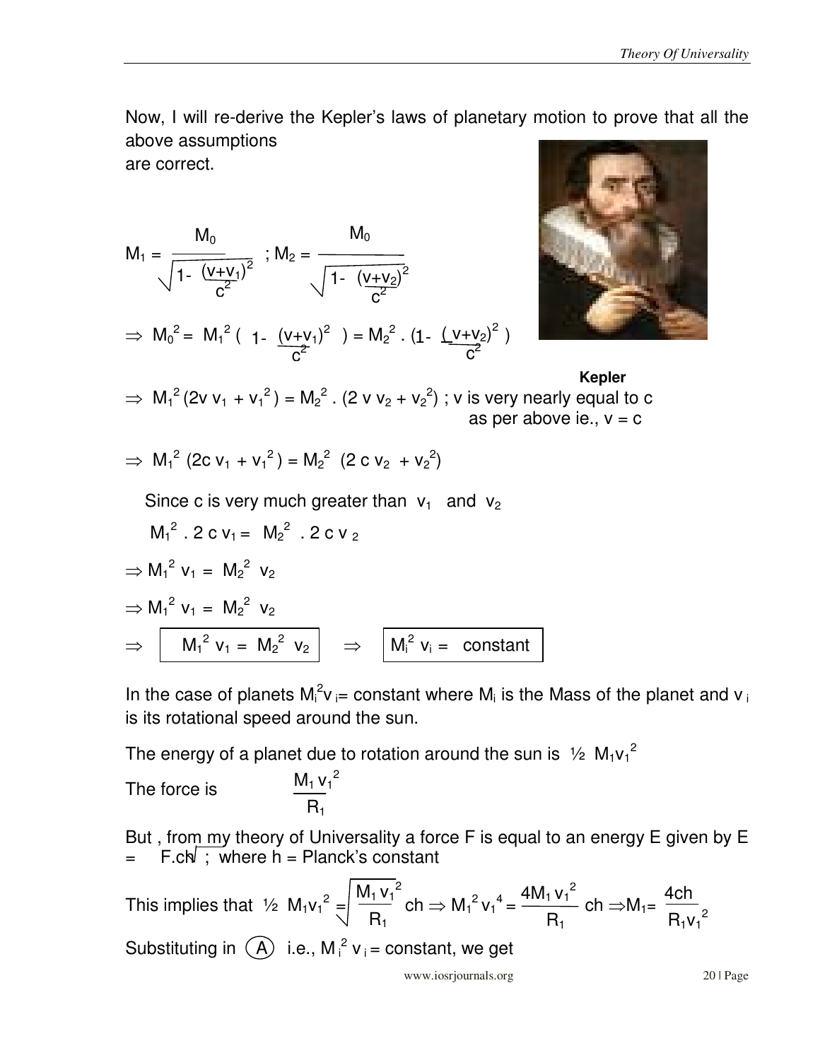Now, I will re-derive the Kepler's laws of planetary motion to prove that all the above assumptions
are correct.

$$M_1 = \frac{M_0}{\sqrt{1 - \frac{(v+v_1)^2}{c^2}}} \; ; \; M_2 = \frac{M_0}{\sqrt{1 - \frac{(v+v_2)^2}{c^2}}}$$

Kepler

$$\Rightarrow M_0^2 = M_1^2 \left(1 - \frac{(v+v_1)^2}{c^2}\right) = M_2^2 \cdot \left(1 - \frac{(v+v_2)^2}{c^2}\right)$$

$\Rightarrow M_1^2 (2v\, v_1 + v_1^2) = M_2^2 \cdot (2\, v\, v_2 + v_2^2)$ ; v is very nearly equal to c as per above ie., $v = c$

$$\Rightarrow M_1^2 \, (2c\, v_1 + v_1^2) = M_2^2 \, (2\, c\, v_2 + v_2^2)$$

Since c is very much greater than $v_1$ and $v_2$

$$M_1^2 \cdot 2\, c\, v_1 = M_2^2 \cdot 2\, c\, v_2$$

$$\Rightarrow M_1^2 \, v_1 = M_2^2 \, v_2$$

$$\Rightarrow M_1^2 \, v_1 = M_2^2 \, v_2$$

$$\Rightarrow \boxed{M_1^2 \, v_1 = M_2^2 \, v_2} \quad \Rightarrow \quad \boxed{M_i^2 \, v_i = \text{constant}}$$

In the case of planets $M_i^2 v_i$= constant where $M_i$ is the Mass of the planet and $v_i$ is its rotational speed around the sun.

The energy of a planet due to rotation around the sun is $\frac{1}{2} M_1 v_1^2$

The force is $\dfrac{M_1 v_1^2}{R_1}$

But , from my theory of Universality a force F is equal to an energy E given by $E = \sqrt{F.ch}$ ; where h = Planck's constant

This implies that $\frac{1}{2} M_1 v_1^2 = \sqrt{\frac{M_1 v_1^2}{R_1} ch} \Rightarrow M_1^2 v_1^4 = \frac{4 M_1 v_1^2}{R_1} ch \Rightarrow M_1 = \frac{4ch}{R_1 v_1^2}$

Substituting in (A) i.e., $M_i^2 \, v_i$ = constant, we get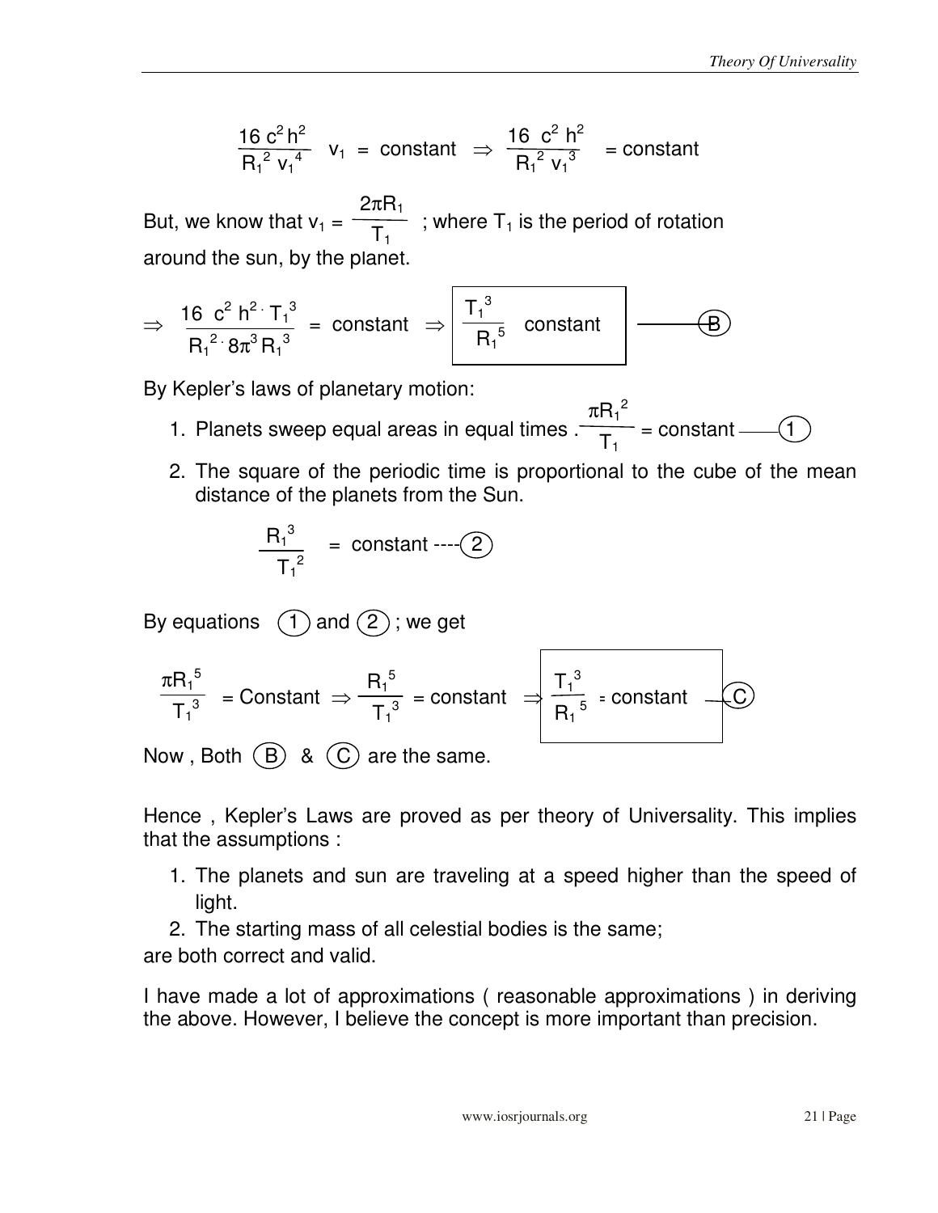$$\frac{16\ c^2 h^2}{R_1^{\ 2}\ v_1^{\ 4}}\ \ v_1\ =\ \text{constant}\ \Rightarrow\ \frac{16\ \ c^2\ h^2}{R_1^{\ 2}\ v_1^{\ 3}}\ =\ \text{constant}$$

But, we know that $v_1 = \dfrac{2\pi R_1}{T_1}$ ; where $T_1$ is the period of rotation around the sun, by the planet.

$$\Rightarrow\ \frac{16\ \ c^2\ h^{2\cdot}\ T_1^{\ 3}}{R_1^{\ 2\cdot}\ 8\pi^3\ R_1^{\ 3}}\ =\ \text{constant}\ \Rightarrow\ \boxed{\frac{T_1^{\ 3}}{R_1^{\ 5}}\ \ \text{constant}}\ \text{———} (B)$$

By Kepler's laws of planetary motion:

1. Planets sweep equal areas in equal times . $\dfrac{\pi R_1^{\ 2}}{T_1}$ = constant ——(1)
2. The square of the periodic time is proportional to the cube of the mean distance of the planets from the Sun.

$$\frac{R_1^{\ 3}}{T_1^{\ 2}}\ =\ \text{constant ----} (2)$$

By equations (1) and (2) ; we get

$$\frac{\pi R_1^{\ 5}}{T_1^{\ 3}}\ =\ \text{Constant}\ \Rightarrow\ \frac{R_1^{\ 5}}{T_1^{\ 3}}\ =\ \text{constant}\ \Rightarrow\ \boxed{\frac{T_1^{\ 3}}{R_1^{\ 5}}\ =\ \text{constant}}\ \text{—} (C)$$

Now , Both (B) & (C) are the same.

Hence , Kepler's Laws are proved as per theory of Universality. This implies that the assumptions :

1. The planets and sun are traveling at a speed higher than the speed of light.
2. The starting mass of all celestial bodies is the same;

are both correct and valid.

I have made a lot of approximations ( reasonable approximations ) in deriving the above. However, I believe the concept is more important than precision.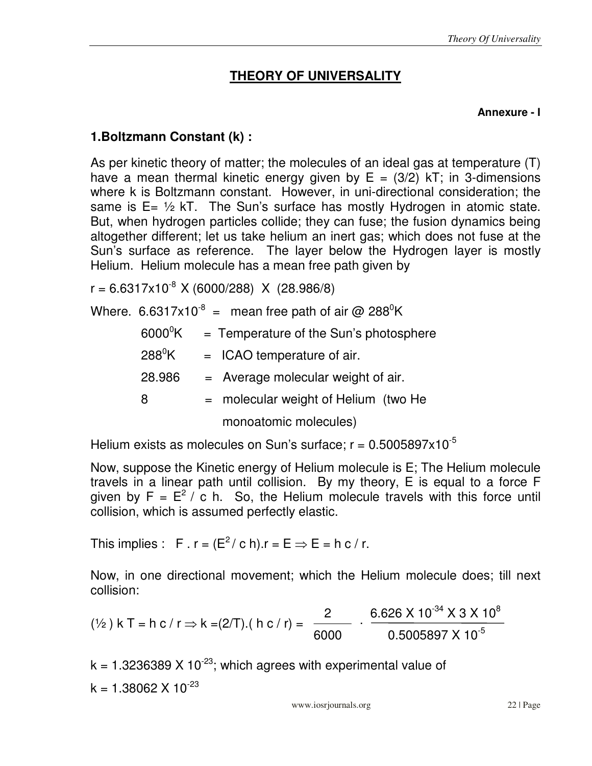# THEORY OF UNIVERSALITY

**Annexure - I**

## 1.Boltzmann Constant (k) :

As per kinetic theory of matter; the molecules of an ideal gas at temperature (T) have a mean thermal kinetic energy given by $E = (3/2)$ kT; in 3-dimensions where k is Boltzmann constant. However, in uni-directional consideration; the same is $E = \frac{1}{2}$ kT. The Sun's surface has mostly Hydrogen in atomic state. But, when hydrogen particles collide; they can fuse; the fusion dynamics being altogether different; let us take helium an inert gas; which does not fuse at the Sun's surface as reference. The layer below the Hydrogen layer is mostly Helium. Helium molecule has a mean free path given by

$r = 6.6317 \times 10^{-8}$ X (6000/288) X (28.986/8)

Where. $6.6317 \times 10^{-8}$ = mean free path of air @ $288^0$K

$6000^0$K = Temperature of the Sun's photosphere

$288^0$K = ICAO temperature of air.

28.986 = Average molecular weight of air.

8 = molecular weight of Helium (two He monoatomic molecules)

Helium exists as molecules on Sun's surface; $r = 0.5005897 \times 10^{-5}$

Now, suppose the Kinetic energy of Helium molecule is E; The Helium molecule travels in a linear path until collision. By my theory, E is equal to a force F given by $F = E^2 / c\ h$. So, the Helium molecule travels with this force until collision, which is assumed perfectly elastic.

This implies : $F . r = (E^2 / c\ h).r = E \Rightarrow E = h\ c / r$.

Now, in one directional movement; which the Helium molecule does; till next collision:

$$(\tfrac{1}{2})\ k\ T = h\ c / r \Rightarrow k = (2/T).(\ h\ c / r) = \frac{2}{6000} \cdot \frac{6.626 \times 10^{-34} \times 3 \times 10^{8}}{0.5005897 \times 10^{-5}}$$

$k = 1.3236389 \times 10^{-23}$; which agrees with experimental value of

$k = 1.38062 \times 10^{-23}$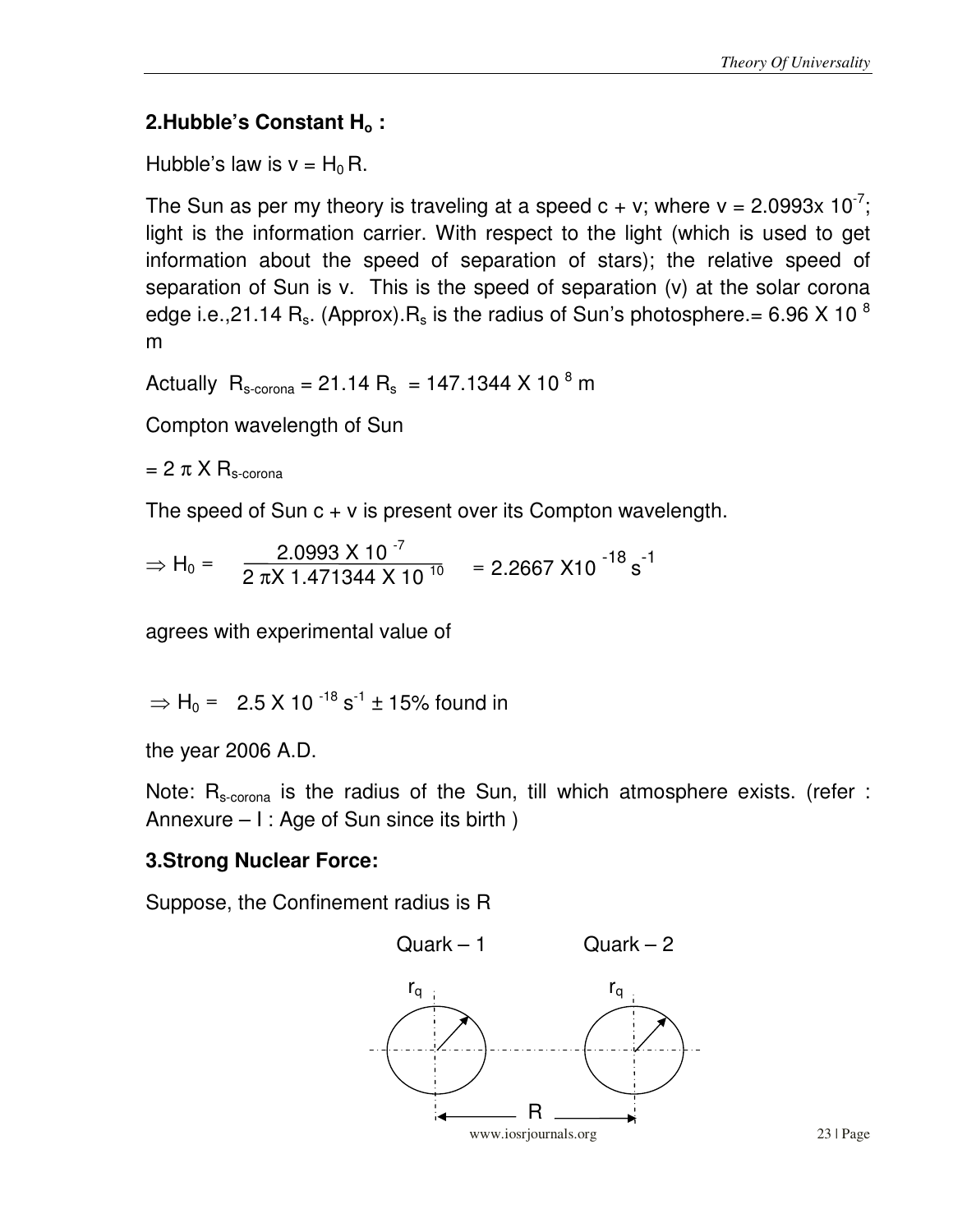## 2.Hubble's Constant $H_o$ :

Hubble's law is $v = H_0 R$.

The Sun as per my theory is traveling at a speed c + v; where v = 2.0993x $10^{-7}$; light is the information carrier. With respect to the light (which is used to get information about the speed of separation of stars); the relative speed of separation of Sun is v. This is the speed of separation (v) at the solar corona edge i.e.,21.14 $R_s$. (Approx).$R_s$ is the radius of Sun's photosphere.= 6.96 X $10^{8}$ m

Actually $R_{s\text{-corona}} = 21.14\ R_s = 147.1344 \times 10^{8}$ m

Compton wavelength of Sun

$= 2\,\pi \times R_{s\text{-corona}}$

The speed of Sun c + v is present over its Compton wavelength.

$$\Rightarrow H_0 = \frac{2.0993 \times 10^{-7}}{2\,\pi \times 1.471344 \times 10^{10}} = 2.2667 \times 10^{-18}\ s^{-1}$$

agrees with experimental value of

$$\Rightarrow H_0 = 2.5 \times 10^{-18}\ s^{-1} \pm 15\%$$ found in

the year 2006 A.D.

Note: $R_{s\text{-corona}}$ is the radius of the Sun, till which atmosphere exists. (refer : Annexure – I : Age of Sun since its birth )

## 3.Strong Nuclear Force:

Suppose, the Confinement radius is R

Quark – 1 Quark – 2

$r_q$ $r_q$

R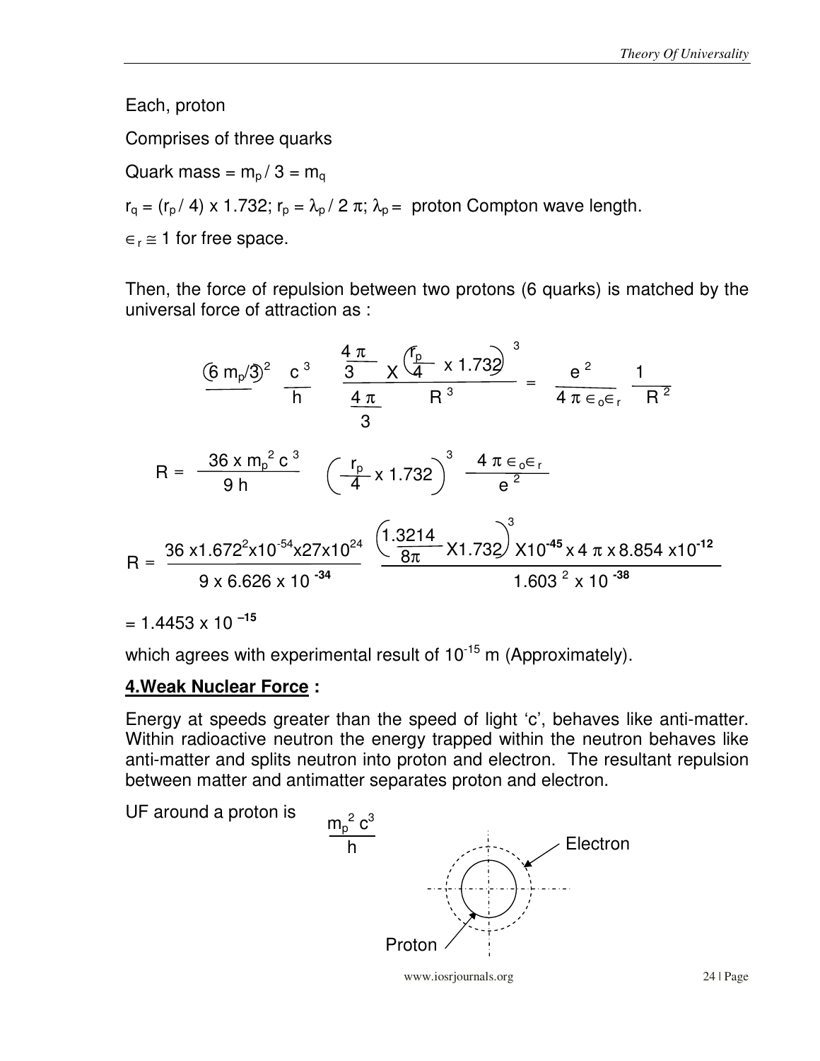Each, proton

Comprises of three quarks

Quark mass = $m_p / 3 = m_q$

$r_q = (r_p / 4) \times 1.732$; $r_p = \lambda_p / 2\pi$; $\lambda_p$ = proton Compton wave length.

$\in_r \cong 1$ for free space.

Then, the force of repulsion between two protons (6 quarks) is matched by the universal force of attraction as :

$$\left(6\, m_p/3\right)^2 \frac{c^3}{h} \frac{\frac{4\pi}{3} \times \left(\frac{r_p}{4} \times 1.732\right)^3}{\frac{4\pi}{3} R^3} = \frac{e^2}{4\pi \in_o \in_r} \frac{1}{R^2}$$

$$R = \frac{36 \times m_p^2\, c^3}{9\, h} \left(\frac{r_p}{4} \times 1.732\right)^3 \frac{4\pi \in_o \in_r}{e^2}$$

$$R = \frac{36 \times 1.672^2 \times 10^{-54} \times 27 \times 10^{24}}{9 \times 6.626 \times 10^{-34}} \; \frac{\left(\frac{1.3214}{8\pi} \times 1.732\right)^3 \times 10^{-45} \times 4\pi \times 8.854 \times 10^{-12}}{1.603^2 \times 10^{-38}}$$

$= 1.4453 \times 10^{-15}$

which agrees with experimental result of $10^{-15}$ m (Approximately).

## 4.Weak Nuclear Force :

Energy at speeds greater than the speed of light 'c', behaves like anti-matter. Within radioactive neutron the energy trapped within the neutron behaves like anti-matter and splits neutron into proton and electron. The resultant repulsion between matter and antimatter separates proton and electron.

UF around a proton is $\frac{m_p^2\, c^3}{h}$

Electron

Proton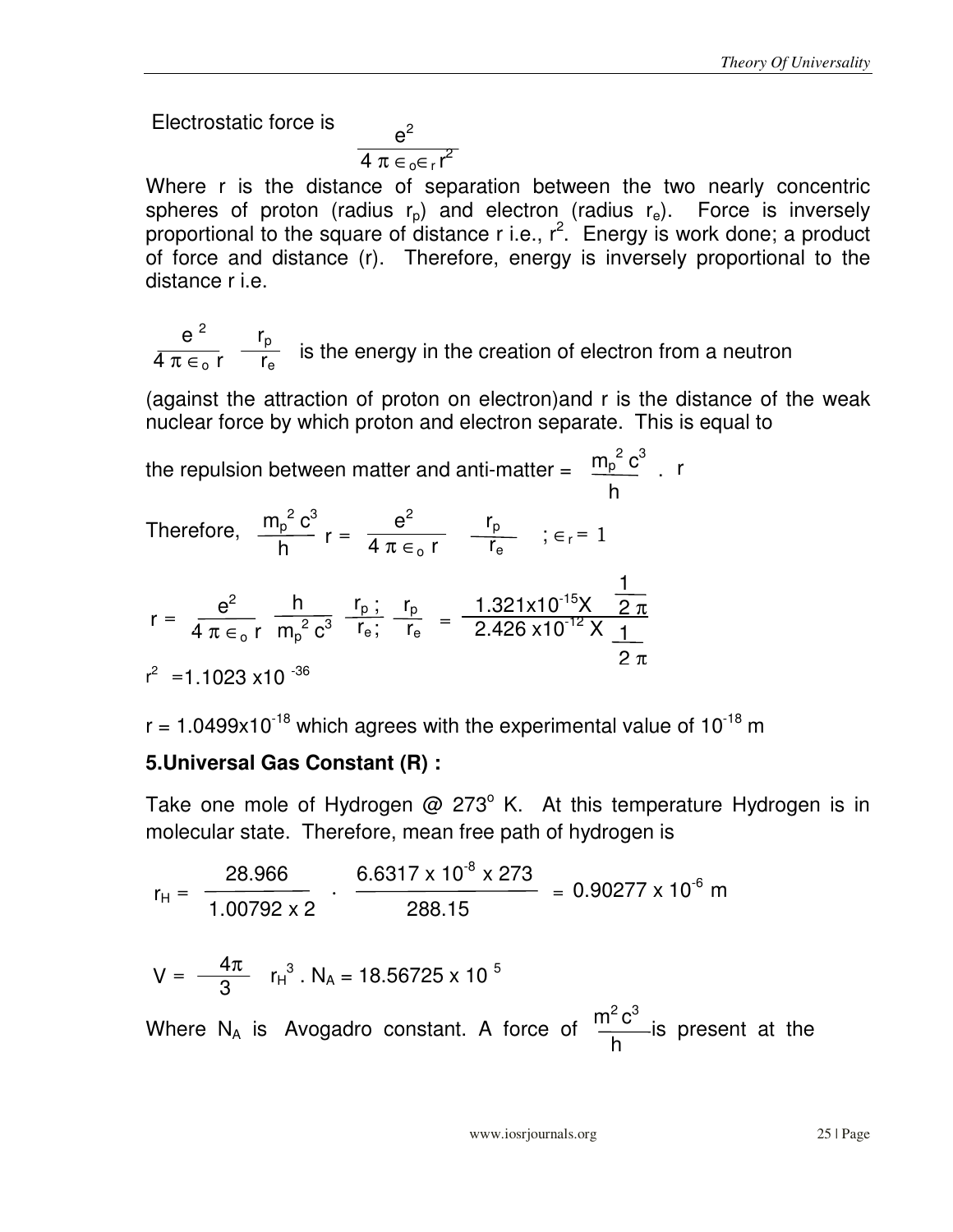Electrostatic force is $\dfrac{e^2}{4\pi \in_o \in_r r^2}$

Where r is the distance of separation between the two nearly concentric spheres of proton (radius $r_p$) and electron (radius $r_e$). Force is inversely proportional to the square of distance r i.e., $r^2$. Energy is work done; a product of force and distance (r). Therefore, energy is inversely proportional to the distance r i.e.

$\dfrac{e^2}{4\pi \in_o r} \; \dfrac{r_p}{r_e}$ is the energy in the creation of electron from a neutron

(against the attraction of proton on electron)and r is the distance of the weak nuclear force by which proton and electron separate. This is equal to

the repulsion between matter and anti-matter = $\dfrac{m_p^2 c^3}{h} \,.\, r$

Therefore, $\dfrac{m_p^2 c^3}{h} r = \dfrac{e^2}{4\pi \in_o r} \; \dfrac{r_p}{r_e}$ ; $\in_r = 1$

$$r = \frac{e^2}{4\pi \in_o r} \; \frac{h}{m_p^2 c^3} \; \frac{r_p}{r_e} ; \; \frac{r_p}{r_e} = \frac{1.321 \text{x} 10^{-15} \text{X} \; \frac{1}{2\pi}}{2.426 \text{ x} 10^{-12} \text{ X} \; \frac{1}{2\pi}}$$

$r^2 = 1.1023 \text{ x} 10^{-36}$

$r = 1.0499 \text{x} 10^{-18}$ which agrees with the experimental value of $10^{-18}$ m

### 5.Universal Gas Constant (R) :

Take one mole of Hydrogen @ 273° K. At this temperature Hydrogen is in molecular state. Therefore, mean free path of hydrogen is

$$r_H = \frac{28.966}{1.00792 \text{ x } 2} \cdot \frac{6.6317 \text{ x } 10^{-8} \text{ x } 273}{288.15} = 0.90277 \text{ x } 10^{-6} \text{ m}$$

$$V = \frac{4\pi}{3} \; r_H^3 \,.\, N_A = 18.56725 \text{ x } 10^{5}$$

Where $N_A$ is Avogadro constant. A force of $\dfrac{m^2 c^3}{h}$ is present at the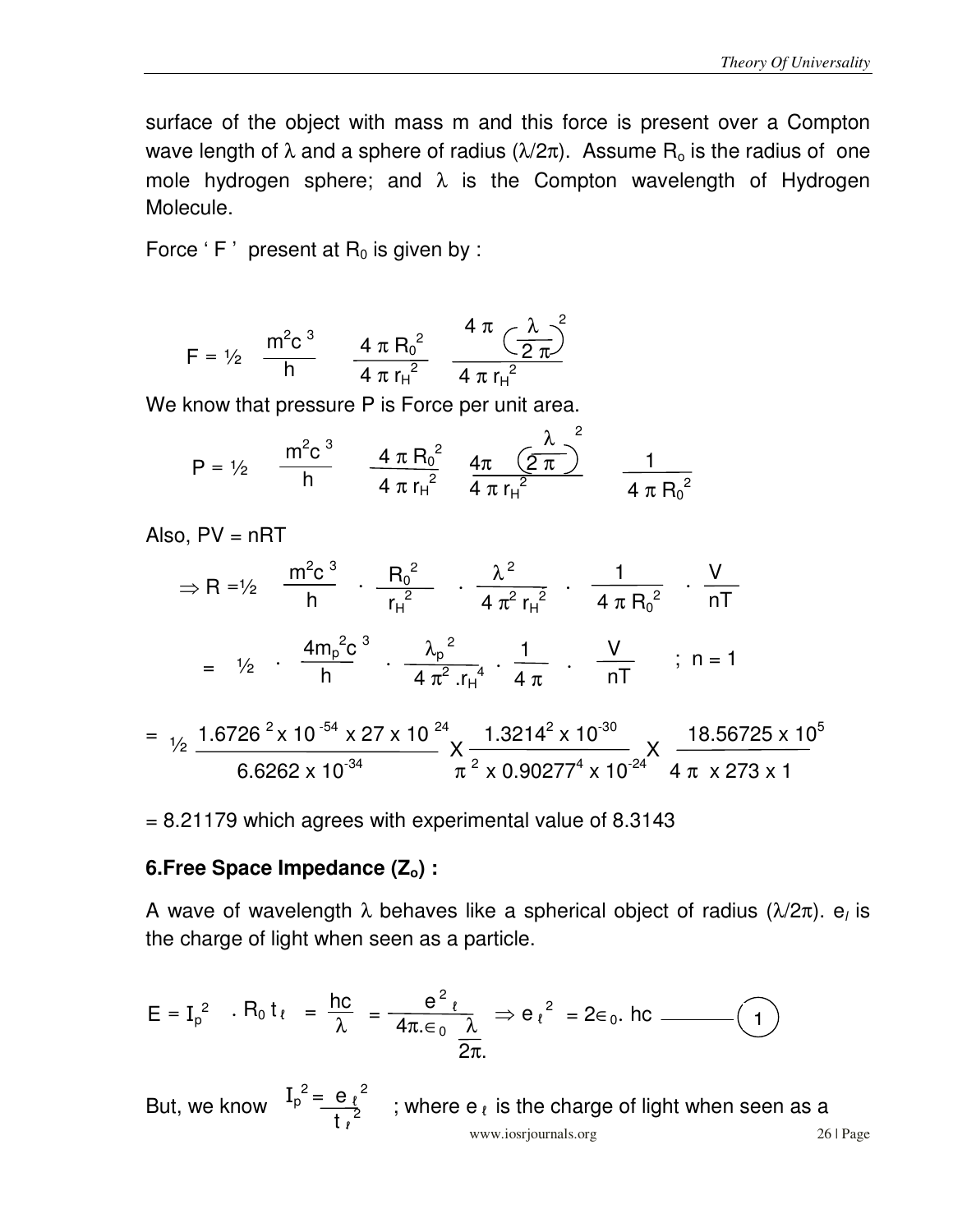surface of the object with mass m and this force is present over a Compton wave length of $\lambda$ and a sphere of radius $(\lambda/2\pi)$. Assume $R_o$ is the radius of one mole hydrogen sphere; and $\lambda$ is the Compton wavelength of Hydrogen Molecule.

Force ' F ' present at $R_0$ is given by :

$$F = \frac{1}{2} \quad \frac{m^2 c^3}{h} \quad \frac{4 \pi R_0^2}{4 \pi r_H^2} \quad \frac{4 \pi \left(\frac{\lambda}{2 \pi}\right)^2}{4 \pi r_H^2}$$

We know that pressure P is Force per unit area.

$$P = \frac{1}{2} \quad \frac{m^2 c^3}{h} \quad \frac{4 \pi R_0^2}{4 \pi r_H^2} \quad \frac{4\pi \left(\frac{\lambda}{2 \pi}\right)^2}{4 \pi r_H^2} \quad \frac{1}{4 \pi R_0^2}$$

Also, PV = nRT

$$\Rightarrow R = \frac{1}{2} \quad \frac{m^2 c^3}{h} \cdot \frac{R_0^2}{r_H^2} \cdot \frac{\lambda^2}{4 \pi^2 r_H^2} \cdot \frac{1}{4 \pi R_0^2} \cdot \frac{V}{nT}$$

$$= \frac{1}{2} \cdot \frac{4 m_p^2 c^3}{h} \cdot \frac{\lambda_p^2}{4 \pi^2 . r_H^4} \cdot \frac{1}{4 \pi} \cdot \frac{V}{nT} \quad ; \; n = 1$$

$$= \frac{1}{2} \, \frac{1.6726^2 \times 10^{-54} \times 27 \times 10^{24}}{6.6262 \times 10^{-34}} \times \frac{1.3214^2 \times 10^{-30}}{\pi^2 \times 0.90277^4 \times 10^{-24}} \times \frac{18.56725 \times 10^5}{4 \pi \times 273 \times 1}$$

= 8.21179 which agrees with experimental value of 8.3143

### 6.Free Space Impedance ($Z_o$) :

A wave of wavelength $\lambda$ behaves like a spherical object of radius $(\lambda/2\pi)$. $e_l$ is the charge of light when seen as a particle.

$$E = I_p^2 \; . R_0 \, t_\ell = \frac{hc}{\lambda} = \frac{e^2_\ell}{4\pi.\epsilon_0 \, \frac{\lambda}{2\pi.}} \Rightarrow e_\ell^2 = 2\epsilon_0 . hc \quad \text{———} \quad (1)$$

But, we know $I_p^2 = \frac{e_\ell^2}{t_\ell^2}$ ; where $e_\ell$ is the charge of light when seen as a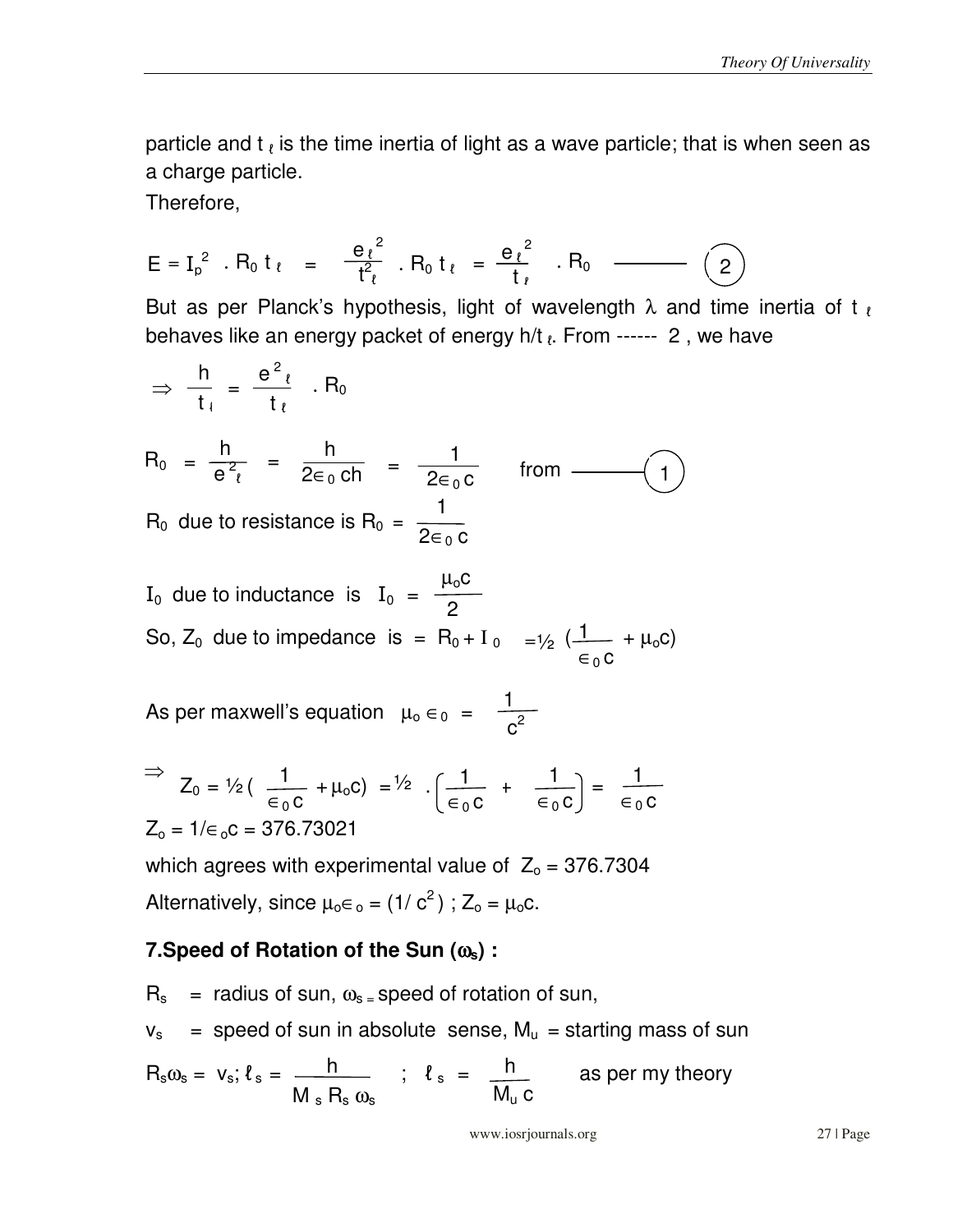particle and $t_\ell$ is the time inertia of light as a wave particle; that is when seen as a charge particle.

Therefore,

$$E = I_p^2 \ . R_0\, t_\ell \ = \ \frac{e_\ell^{\,2}}{t_\ell^2} \ . R_0\, t_\ell \ = \ \frac{e_\ell^{\,2}}{t_\ell} \ . R_0 \quad \text{——} \ (2)$$

But as per Planck's hypothesis, light of wavelength $\lambda$ and time inertia of $t_\ell$ behaves like an energy packet of energy $h/t_\ell$. From ------ 2 , we have

$$\Rightarrow \ \frac{h}{t_\ell} = \frac{e^2_\ell}{t_\ell} \ . R_0$$

$$R_0 = \frac{h}{e^2_\ell} = \frac{h}{2\in_0 ch} = \frac{1}{2\in_0 c} \quad \text{from} \ \text{——} (1)$$

$R_0$ due to resistance is $R_0 = \dfrac{1}{2\in_0 c}$

$I_0$ due to inductance is $I_0 = \dfrac{\mu_o c}{2}$

So, $Z_0$ due to impedance is $= R_0 + I_0 \ = \frac{1}{2} \left(\dfrac{1}{\in_0 c} + \mu_o c\right)$

As per maxwell's equation $\mu_o \in_0 = \dfrac{1}{c^2}$

$$\Rightarrow \ Z_0 = \tfrac{1}{2}\left(\frac{1}{\in_0 c} + \mu_o c\right) = \tfrac{1}{2} \ . \left(\frac{1}{\in_0 c} + \frac{1}{\in_0 c}\right) = \frac{1}{\in_0 c}$$

$Z_o = 1/\in_o c = 376.73021$

which agrees with experimental value of $Z_o = 376.7304$

Alternatively, since $\mu_o \in_o = (1/c^2)$ ; $Z_o = \mu_o c$.

### 7.Speed of Rotation of the Sun ($\omega_s$) :

$R_s$ = radius of sun, $\omega_s$ = speed of rotation of sun,

$v_s$ = speed of sun in absolute sense, $M_u$ = starting mass of sun

$R_s\omega_s = v_s$; $\ell_s = \dfrac{h}{M_s R_s \omega_s}$ ; $\ell_s = \dfrac{h}{M_u c}$ as per my theory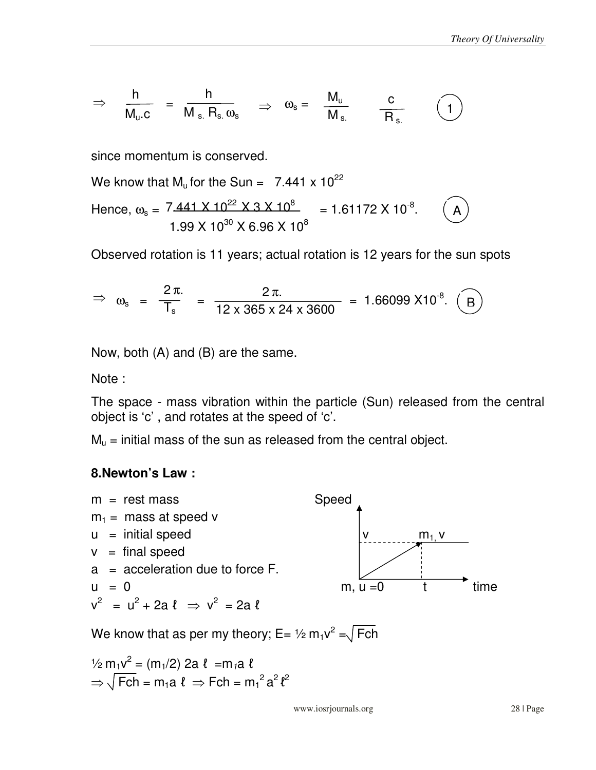$$\Rightarrow \quad \frac{h}{M_u . c} = \frac{h}{M_{s.} R_{s.} \omega_s} \quad \Rightarrow \quad \omega_s = \frac{M_u}{M_{s.}} \quad \frac{c}{R_{s.}} \qquad (1)$$

since momentum is conserved.

We know that $M_u$ for the Sun = $7.441 \times 10^{22}$

$$\text{Hence, } \omega_s = \frac{7.441 \times 10^{22} \times 3 \times 10^{8}}{1.99 \times 10^{30} \times 6.96 \times 10^{8}} = 1.61172 \times 10^{-8}. \qquad (A)$$

Observed rotation is 11 years; actual rotation is 12 years for the sun spots

$$\Rightarrow \quad \omega_s = \frac{2\pi.}{T_s} = \frac{2\pi.}{12 \times 365 \times 24 \times 3600} = 1.66099 \times 10^{-8}. \qquad (B)$$

Now, both (A) and (B) are the same.

Note :

The space - mass vibration within the particle (Sun) released from the central object is 'c' , and rotates at the speed of 'c'.

$M_u$ = initial mass of the sun as released from the central object.

**8.Newton's Law :**

$m$ = rest mass
$m_1$ = mass at speed $v$
$u$ = initial speed
$v$ = final speed
$a$ = acceleration due to force F.
$u = 0$
$v^2 = u^2 + 2a\ell \Rightarrow v^2 = 2a\ell$

We know that as per my theory; $E = \frac{1}{2} m_1 v^2 = \sqrt{Fch}$

$\frac{1}{2} m_1 v^2 = (m_1/2)\, 2a\ell = m_1 a \ell$

$\Rightarrow \sqrt{Fch} = m_1 a \ell \Rightarrow Fch = m_1^2 a^2 \ell^2$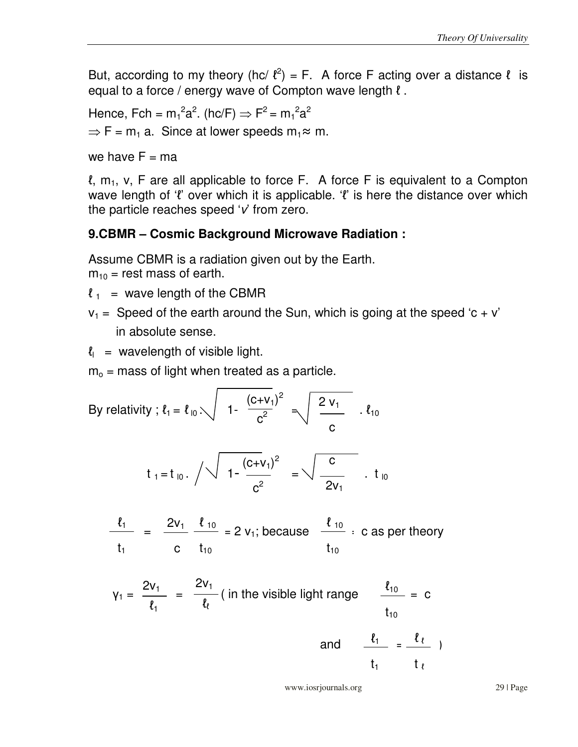But, according to my theory $(hc/\ell^2) = F$. A force F acting over a distance $\ell$ is equal to a force / energy wave of Compton wave length $\ell$.

Hence, $Fch = m_1^2a^2 . (hc/F) \Rightarrow F^2 = m_1^2a^2$

$\Rightarrow F = m_1 a$. Since at lower speeds $m_1 \approx m$.

we have F = ma

$\ell$, $m_1$, v, F are all applicable to force F. A force F is equivalent to a Compton wave length of '$\ell$' over which it is applicable. '$\ell$' is here the distance over which the particle reaches speed '*v*' from zero.

**9.CBMR – Cosmic Background Microwave Radiation :**

Assume CBMR is a radiation given out by the Earth.
$m_{10}$ = rest mass of earth.

$\ell_1$ = wave length of the CBMR

$v_1$ = Speed of the earth around the Sun, which is going at the speed 'c + v' in absolute sense.

$\ell_l$ = wavelength of visible light.

$m_o$ = mass of light when treated as a particle.

By relativity ; $\ell_1 = \ell_{l0} . \sqrt{1 - \frac{(c+v_1)^2}{c^2}} = \sqrt{\frac{2 v_1}{c}} . \ell_{10}$

$$t_1 = t_{l0} . \Big/ \sqrt{1 - \frac{(c+v_1)^2}{c^2}} = \sqrt{\frac{c}{2v_1}} . t_{l0}$$

$$\frac{\ell_1}{t_1} = \frac{2v_1}{c} \frac{\ell_{10}}{t_{10}} = 2 v_1; \text{ because } \frac{\ell_{10}}{t_{10}} = c \text{ as per theory}$$

$$\gamma_1 = \frac{2v_1}{\ell_1} = \frac{2v_1}{\ell_\ell} \text{ ( in the visible light range } \frac{\ell_{10}}{t_{10}} = c$$

$$\text{and } \frac{\ell_1}{t_1} = \frac{\ell_\ell}{t_\ell} \text{ )}$$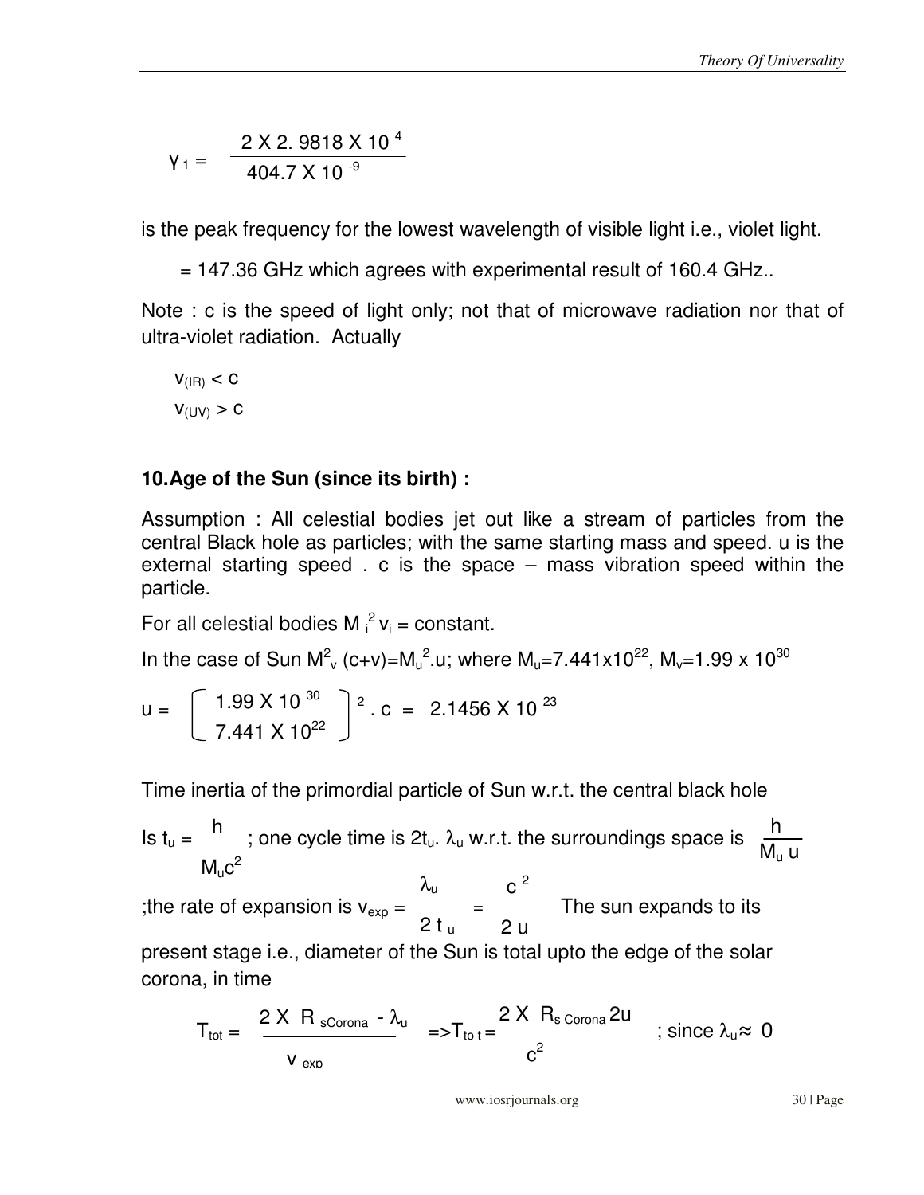$$\gamma_1 = \frac{2 \times 2.9818 \times 10^{4}}{404.7 \times 10^{-9}}$$

is the peak frequency for the lowest wavelength of visible light i.e., violet light.

= 147.36 GHz which agrees with experimental result of 160.4 GHz..

Note : c is the speed of light only; not that of microwave radiation nor that of ultra-violet radiation. Actually

$v_{(IR)} < c$

$v_{(UV)} > c$

### 10. Age of the Sun (since its birth) :

Assumption : All celestial bodies jet out like a stream of particles from the central Black hole as particles; with the same starting mass and speed. u is the external starting speed . c is the space – mass vibration speed within the particle.

For all celestial bodies $M_i^2 v_i$ = constant.

In the case of Sun $M_v^2 (c+v) = M_u^2 . u$; where $M_u = 7.441 \times 10^{22}$, $M_v = 1.99 \times 10^{30}$

$$u = \left[ \frac{1.99 \times 10^{30}}{7.441 \times 10^{22}} \right]^2 . c = 2.1456 \times 10^{23}$$

Time inertia of the primordial particle of Sun w.r.t. the central black hole

Is $t_u = \dfrac{h}{M_u c^2}$ ; one cycle time is $2t_u$. $\lambda_u$ w.r.t. the surroundings space is $\dfrac{h}{M_u u}$

;the rate of expansion is $v_{exp} = \dfrac{\lambda_u}{2 t_u} = \dfrac{c^2}{2u}$ The sun expands to its present stage i.e., diameter of the Sun is total upto the edge of the solar corona, in time

$$T_{tot} = \frac{2 \times R_{sCorona} - \lambda_u}{v_{exp}} \Rightarrow T_{tot} = \frac{2 \times R_{s\,Corona} 2u}{c^2} \quad ; \text{since } \lambda_u \approx 0$$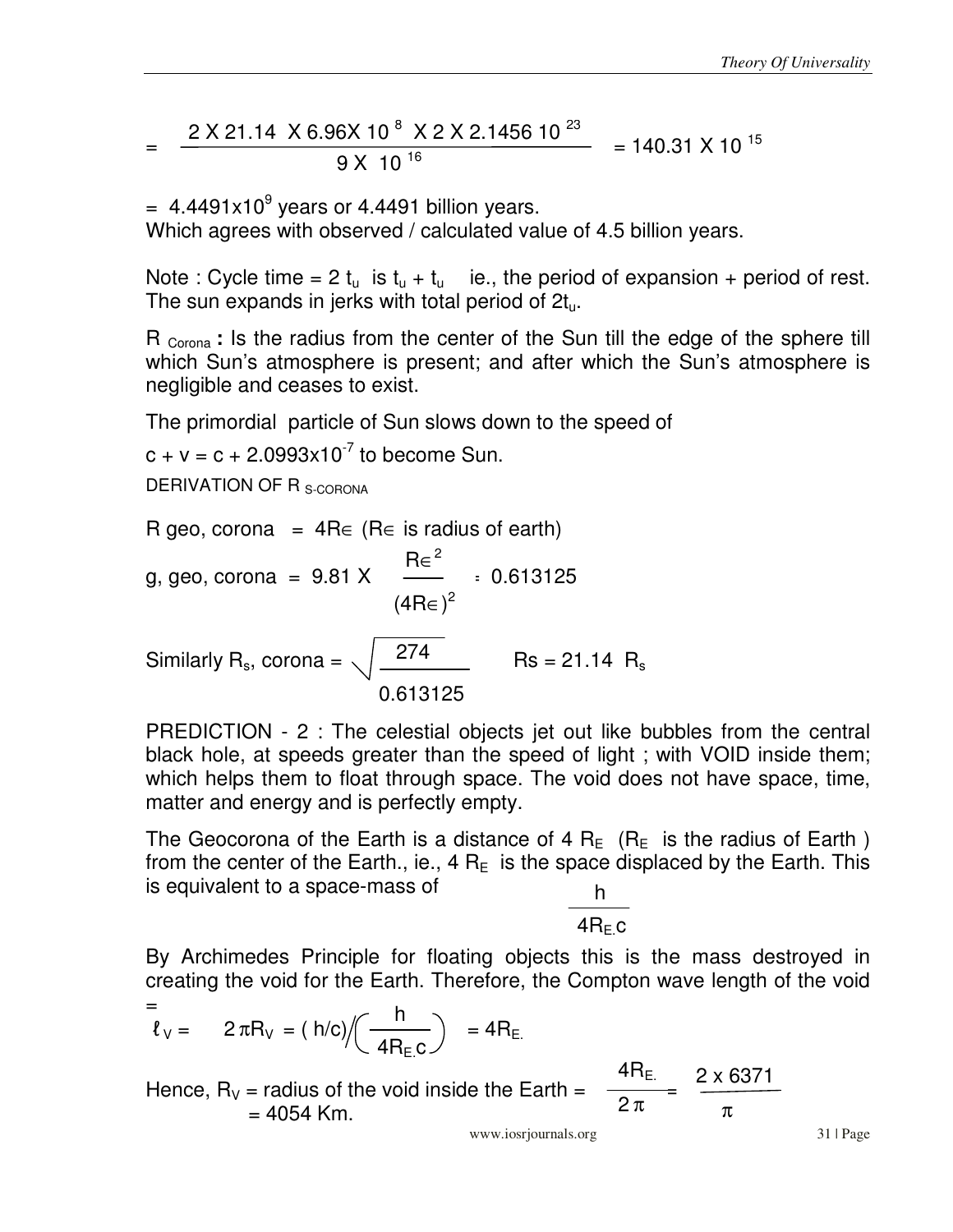$$= \frac{2 \times 21.14 \times 6.96 \times 10^{8} \times 2 \times 2.1456\ 10^{23}}{9 \times 10^{16}} = 140.31 \times 10^{15}$$

$= 4.4491 \times 10^{9}$ years or 4.4491 billion years.
Which agrees with observed / calculated value of 4.5 billion years.

Note : Cycle time = 2 $t_u$ is $t_u + t_u$ ie., the period of expansion + period of rest. The sun expands in jerks with total period of $2t_u$.

$R_{Corona}$ **:** Is the radius from the center of the Sun till the edge of the sphere till which Sun's atmosphere is present; and after which the Sun's atmosphere is negligible and ceases to exist.

The primordial particle of Sun slows down to the speed of

$c + v = c + 2.0993 \times 10^{-7}$ to become Sun.

DERIVATION OF $R_{S\text{-}CORONA}$

R geo, corona = $4R_\in$ ($R_\in$ is radius of earth)

$$g, \text{geo, corona} = 9.81 \times \frac{R_\in^{2}}{(4R_\in)^2} = 0.613125$$

$$\text{Similarly } R_s, \text{corona} = \sqrt{\frac{274}{0.613125}} \qquad Rs = 21.14\ R_s$$

PREDICTION - 2 : The celestial objects jet out like bubbles from the central black hole, at speeds greater than the speed of light ; with VOID inside them; which helps them to float through space. The void does not have space, time, matter and energy and is perfectly empty.

The Geocorona of the Earth is a distance of 4 $R_E$ ($R_E$ is the radius of Earth ) from the center of the Earth., ie., 4 $R_E$ is the space displaced by the Earth. This is equivalent to a space-mass of $\frac{h}{4R_E.c}$

By Archimedes Principle for floating objects this is the mass destroyed in creating the void for the Earth. Therefore, the Compton wave length of the void =

$$\ell_V = 2\pi R_V = (h/c) \Big/ \left(\frac{h}{4R_E.c}\right) = 4R_E.$$

Hence, $R_V$ = radius of the void inside the Earth = $\frac{4R_E}{2\pi} = \frac{2 \times 6371}{\pi}$ = 4054 Km.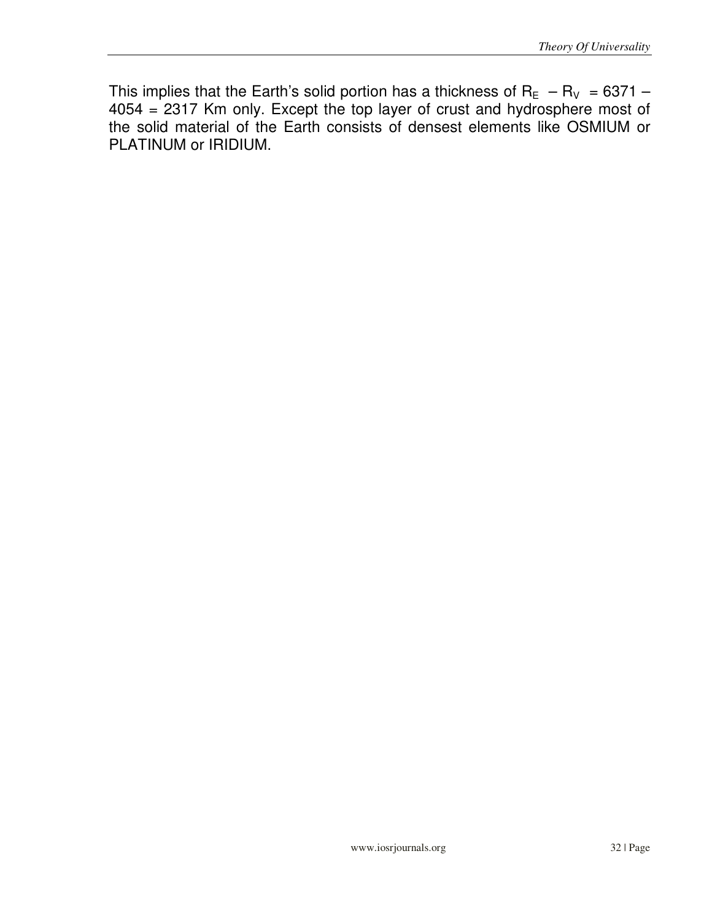This implies that the Earth's solid portion has a thickness of $R_E - R_V = 6371 - 4054 = 2317$ Km only. Except the top layer of crust and hydrosphere most of the solid material of the Earth consists of densest elements like OSMIUM or PLATINUM or IRIDIUM.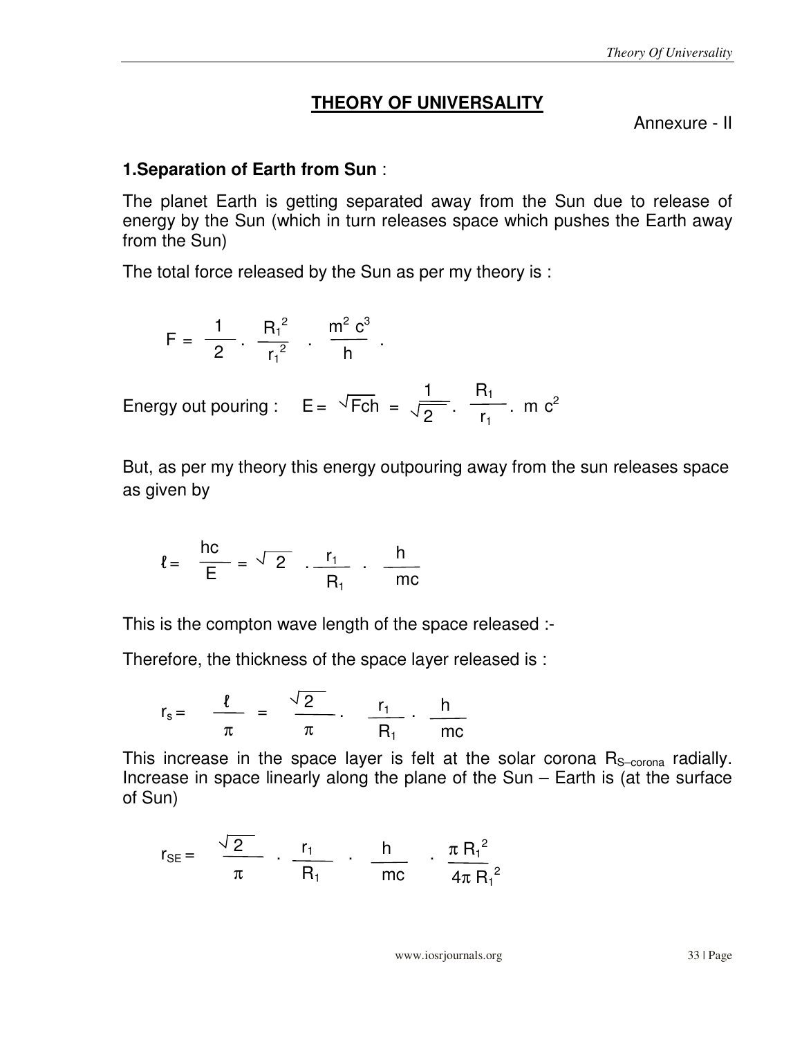## THEORY OF UNIVERSALITY

Annexure - II

**1.Separation of Earth from Sun** :

The planet Earth is getting separated away from the Sun due to release of energy by the Sun (which in turn releases space which pushes the Earth away from the Sun)

The total force released by the Sun as per my theory is :

$$F = \frac{1}{2} \cdot \frac{R_1^2}{r_1^2} \cdot \frac{m^2 c^3}{h} .$$

Energy out pouring : $E = \sqrt{Fch} = \frac{1}{\sqrt{2}} \cdot \frac{R_1}{r_1} \cdot m c^2$

But, as per my theory this energy outpouring away from the sun releases space as given by

$$\ell = \frac{hc}{E} = \sqrt{2} \cdot \frac{r_1}{R_1} \cdot \frac{h}{mc}$$

This is the compton wave length of the space released :-

Therefore, the thickness of the space layer released is :

$$r_s = \frac{\ell}{\pi} = \frac{\sqrt{2}}{\pi} \cdot \frac{r_1}{R_1} \cdot \frac{h}{mc}$$

This increase in the space layer is felt at the solar corona $R_{S\text{–corona}}$ radially. Increase in space linearly along the plane of the Sun – Earth is (at the surface of Sun)

$$r_{SE} = \frac{\sqrt{2}}{\pi} \cdot \frac{r_1}{R_1} \cdot \frac{h}{mc} \cdot \frac{\pi R_1^2}{4\pi R_1^2}$$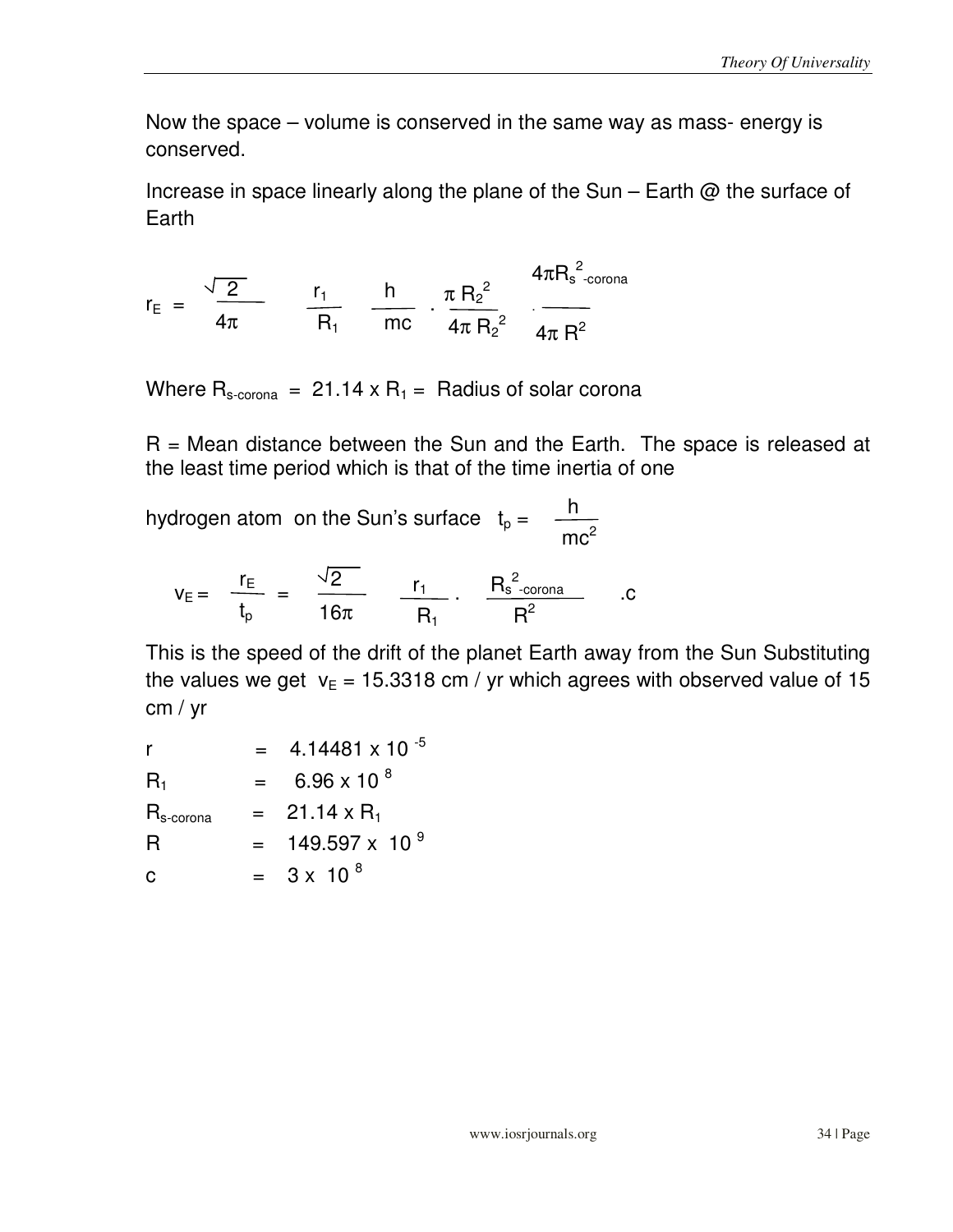Now the space – volume is conserved in the same way as mass- energy is conserved.

Increase in space linearly along the plane of the Sun – Earth @ the surface of Earth

$$r_E = \frac{\sqrt{2}}{4\pi} \quad \frac{r_1}{R_1} \quad \frac{h}{mc} \cdot \frac{\pi R_2^2}{4\pi R_2^2} \cdot \frac{4\pi R_{s\text{-corona}}^2}{4\pi R^2}$$

Where $R_{s\text{-corona}} = 21.14 \times R_1 =$ Radius of solar corona

R = Mean distance between the Sun and the Earth. The space is released at the least time period which is that of the time inertia of one

hydrogen atom on the Sun's surface $t_p = \dfrac{h}{mc^2}$

$$v_E = \frac{r_E}{t_p} = \frac{\sqrt{2}}{16\pi} \quad \frac{r_1}{R_1} \cdot \frac{R_{s\text{-corona}}^2}{R^2} \quad .c$$

This is the speed of the drift of the planet Earth away from the Sun Substituting the values we get $v_E = 15.3318$ cm / yr which agrees with observed value of 15 cm / yr

| | | |
|---|---|---|
| r | = | $4.14481 \times 10^{-5}$ |
| $R_1$ | = | $6.96 \times 10^{8}$ |
| $R_{s\text{-corona}}$ | = | $21.14 \times R_1$ |
| R | = | $149.597 \times 10^{9}$ |
| c | = | $3 \times 10^{8}$ |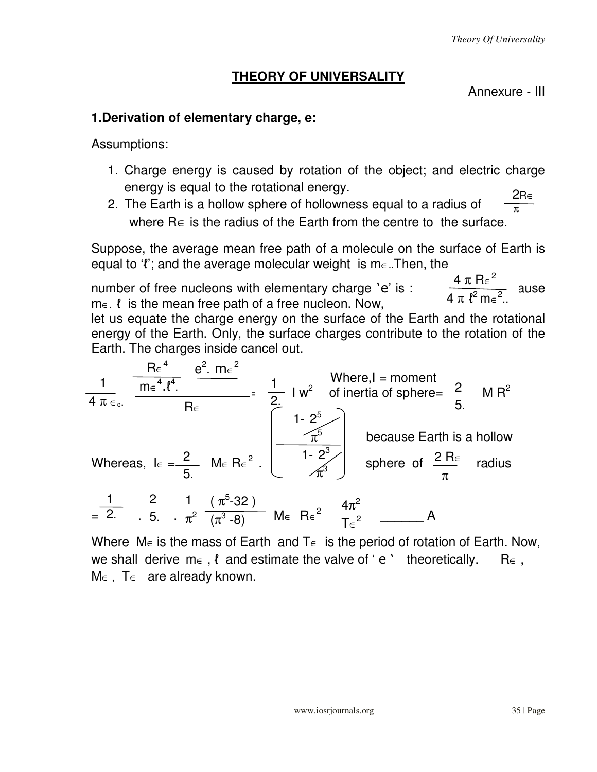## THEORY OF UNIVERSALITY

Annexure - III

### 1.Derivation of elementary charge, e:

Assumptions:

1. Charge energy is caused by rotation of the object; and electric charge energy is equal to the rotational energy.
2. The Earth is a hollow sphere of hollowness equal to a radius of $\frac{2R_\in}{\pi}$ where $R_\in$ is the radius of the Earth from the centre to the surface.

Suppose, the average mean free path of a molecule on the surface of Earth is equal to '$\ell$'; and the average molecular weight is $m_\in$..Then, the number of free nucleons with elementary charge 'e' is : $\frac{4 \pi R_\in^2}{4 \pi \ell^2 m_\in^2}$.. ause $m_\in . \ell$ is the mean free path of a free nucleon. Now, let us equate the charge energy on the surface of the Earth and the rotational energy of the Earth. Only, the surface charges contribute to the rotation of the Earth. The charges inside cancel out.

$$\frac{1}{4 \pi \epsilon_o.} \frac{\frac{R_\in^4}{m_\in^4 . \ell^4.} \; \frac{e^2 . m_\in^2}{}}{R_\in} = \frac{1}{2.} I w^2$$

Where, I = moment of inertia of sphere= $\frac{2}{5.} M R^2$

Whereas, $I_\in = \frac{2}{5.} M_\in R_\in^2 . \left( \frac{1 - \frac{2^5}{\pi^5}}{1 - \frac{2^3}{\pi^3}} \right)$ because Earth is a hollow sphere of $\frac{2 R_\in}{\pi}$ radius

$$= \frac{1}{2.} . \frac{2}{5.} . \frac{1}{\pi^2} \frac{(\pi^5 - 32)}{(\pi^3 - 8)} M_\in R_\in^2 \frac{4\pi^2}{T_\in^2} \quad \_\_\_\_\_\_ A$$

Where $M_\in$ is the mass of Earth and $T_\in$ is the period of rotation of Earth. Now, we shall derive $m_\in$ , $\ell$ and estimate the valve of ' e ' theoretically. $R_\in$ , $M_\in$ , $T_\in$ are already known.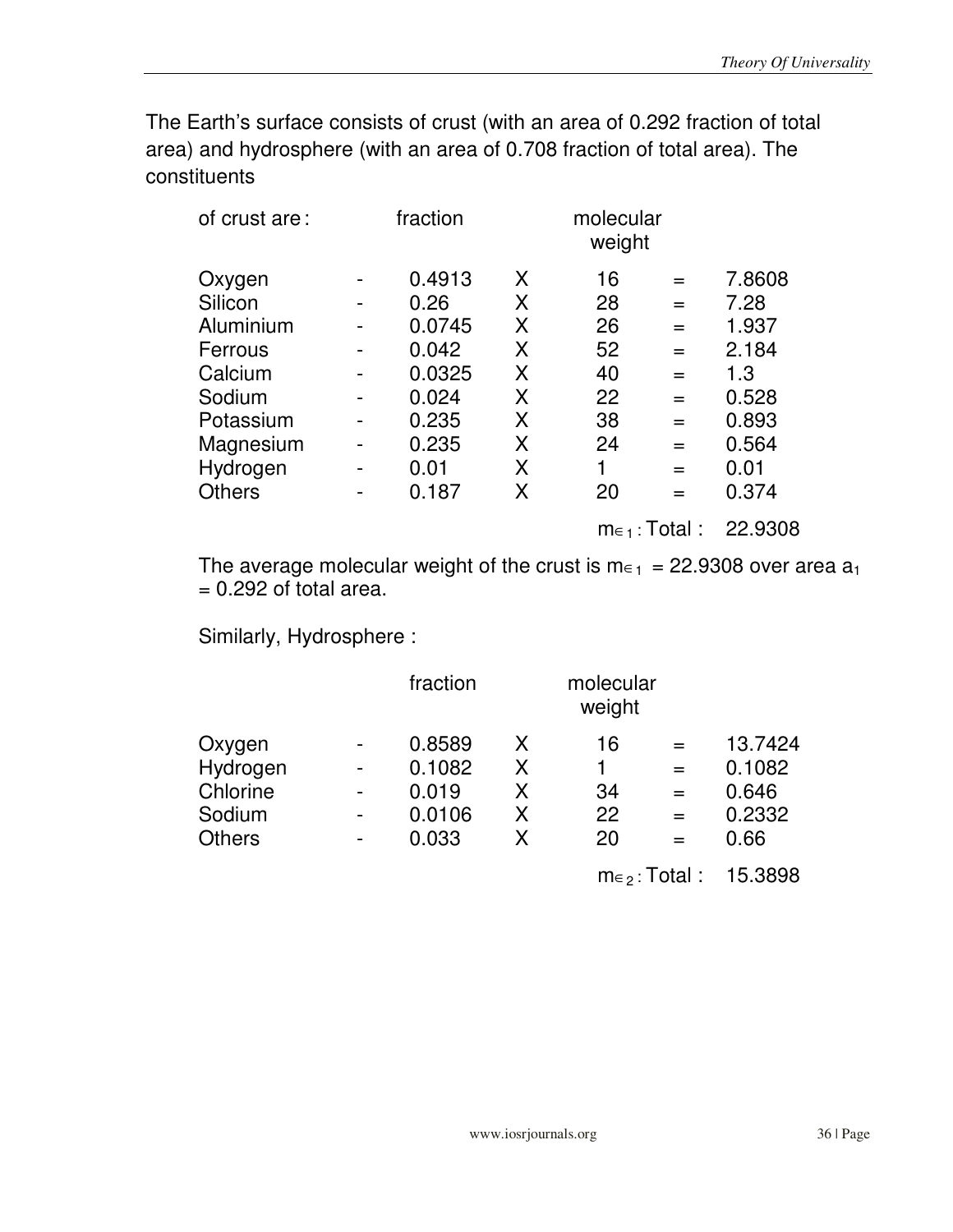The Earth's surface consists of crust (with an area of 0.292 fraction of total area) and hydrosphere (with an area of 0.708 fraction of total area). The constituents

| of crust are: | | fraction | | molecular weight | | |
|---|---|---|---|---|---|---|
| Oxygen | - | 0.4913 | X | 16 | = | 7.8608 |
| Silicon | - | 0.26 | X | 28 | = | 7.28 |
| Aluminium | - | 0.0745 | X | 26 | = | 1.937 |
| Ferrous | - | 0.042 | X | 52 | = | 2.184 |
| Calcium | - | 0.0325 | X | 40 | = | 1.3 |
| Sodium | - | 0.024 | X | 22 | = | 0.528 |
| Potassium | - | 0.235 | X | 38 | = | 0.893 |
| Magnesium | - | 0.235 | X | 24 | = | 0.564 |
| Hydrogen | - | 0.01 | X | 1 | = | 0.01 |
| Others | - | 0.187 | X | 20 | = | 0.374 |
| | | | | $m_{\in 1}$ : Total : | | 22.9308 |

The average molecular weight of the crust is $m_{\in 1}$ = 22.9308 over area $a_1$ = 0.292 of total area.

Similarly, Hydrosphere :

| | | fraction | | molecular weight | | |
|---|---|---|---|---|---|---|
| Oxygen | - | 0.8589 | X | 16 | = | 13.7424 |
| Hydrogen | - | 0.1082 | X | 1 | = | 0.1082 |
| Chlorine | - | 0.019 | X | 34 | = | 0.646 |
| Sodium | - | 0.0106 | X | 22 | = | 0.2332 |
| Others | - | 0.033 | X | 20 | = | 0.66 |
| | | | | $m_{\in 2}$ : Total : | | 15.3898 |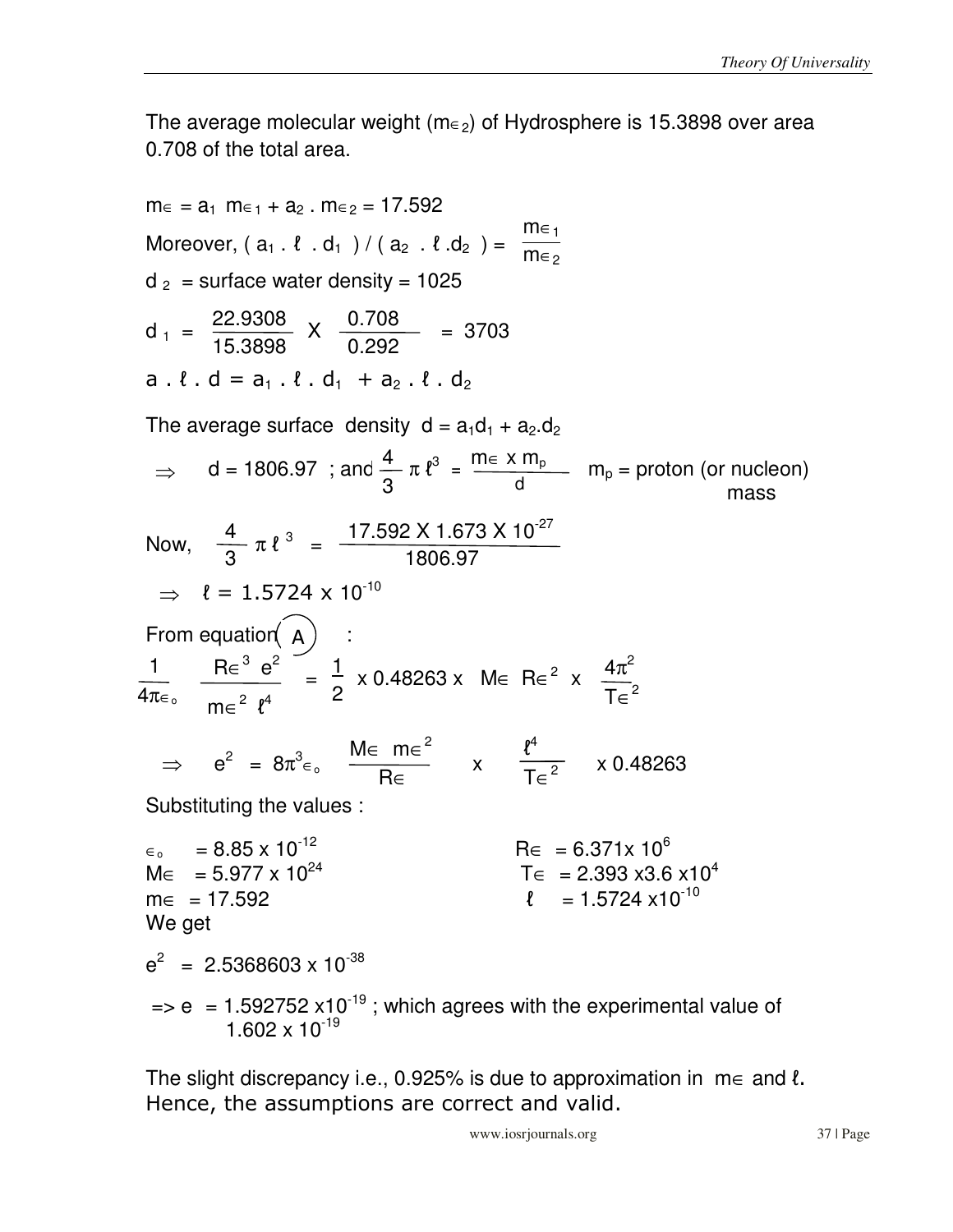The average molecular weight ($m_{\in 2}$) of Hydrosphere is 15.3898 over area 0.708 of the total area.

$$m_\in = a_1\ m_{\in 1} + a_2 \cdot m_{\in 2} = 17.592$$

Moreover, $(a_1 \cdot \ell \cdot d_1) / (a_2 \cdot \ell \cdot d_2) = \dfrac{m_{\in 1}}{m_{\in 2}}$

$d_2$ = surface water density = 1025

$$d_1 = \frac{22.9308}{15.3898} \times \frac{0.708}{0.292} = 3703$$

$$a \cdot \ell \cdot d = a_1 \cdot \ell \cdot d_1 + a_2 \cdot \ell \cdot d_2$$

The average surface density $d = a_1 d_1 + a_2 . d_2$

$$\Rightarrow \quad d = 1806.97 \ ; \text{and } \frac{4}{3}\pi \ell^3 = \frac{m_\in \times m_p}{d} \qquad m_p = \text{proton (or nucleon) mass}$$

Now, $$\frac{4}{3}\pi \ell^3 = \frac{17.592 \times 1.673 \times 10^{-27}}{1806.97}$$

$$\Rightarrow \quad \ell = 1.5724 \times 10^{-10}$$

From equation (A) :

$$\frac{1}{4\pi\epsilon_o} \frac{R_\in^3\ e^2}{m_\in^2\ \ell^4} = \frac{1}{2} \times 0.48263 \times M_\in\ R_\in^2 \times \frac{4\pi^2}{T_\in^2}$$

$$\Rightarrow \quad e^2 = 8\pi^3\epsilon_o \frac{M_\in\ m_\in^2}{R_\in} \times \frac{\ell^4}{T_\in^2} \times 0.48263$$

Substituting the values :

$\epsilon_o = 8.85 \times 10^{-12}$

$M_\in = 5.977 \times 10^{24}$

$m_\in = 17.592$

$R_\in = 6.371 \times 10^6$

$T_\in = 2.393 \times 3.6 \times 10^4$

$\ell = 1.5724 \times 10^{-10}$

We get

$$e^2 = 2.5368603 \times 10^{-38}$$

$\Rightarrow e = 1.592752 \times 10^{-19}$ ; which agrees with the experimental value of $1.602 \times 10^{-19}$

The slight discrepancy i.e., 0.925% is due to approximation in $m_\in$ and $\ell$. Hence, the assumptions are correct and valid.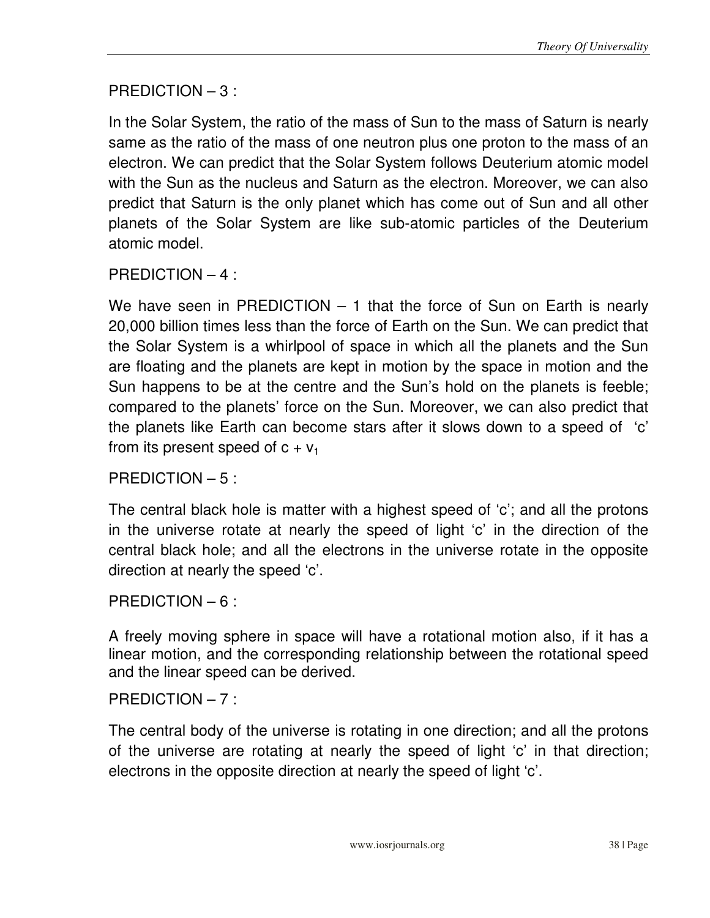PREDICTION – 3 :

In the Solar System, the ratio of the mass of Sun to the mass of Saturn is nearly same as the ratio of the mass of one neutron plus one proton to the mass of an electron. We can predict that the Solar System follows Deuterium atomic model with the Sun as the nucleus and Saturn as the electron. Moreover, we can also predict that Saturn is the only planet which has come out of Sun and all other planets of the Solar System are like sub-atomic particles of the Deuterium atomic model.

PREDICTION – 4 :

We have seen in PREDICTION – 1 that the force of Sun on Earth is nearly 20,000 billion times less than the force of Earth on the Sun. We can predict that the Solar System is a whirlpool of space in which all the planets and the Sun are floating and the planets are kept in motion by the space in motion and the Sun happens to be at the centre and the Sun's hold on the planets is feeble; compared to the planets' force on the Sun. Moreover, we can also predict that the planets like Earth can become stars after it slows down to a speed of 'c' from its present speed of $c + v_1$

PREDICTION – 5 :

The central black hole is matter with a highest speed of 'c'; and all the protons in the universe rotate at nearly the speed of light 'c' in the direction of the central black hole; and all the electrons in the universe rotate in the opposite direction at nearly the speed 'c'.

PREDICTION – 6 :

A freely moving sphere in space will have a rotational motion also, if it has a linear motion, and the corresponding relationship between the rotational speed and the linear speed can be derived.

PREDICTION – 7 :

The central body of the universe is rotating in one direction; and all the protons of the universe are rotating at nearly the speed of light 'c' in that direction; electrons in the opposite direction at nearly the speed of light 'c'.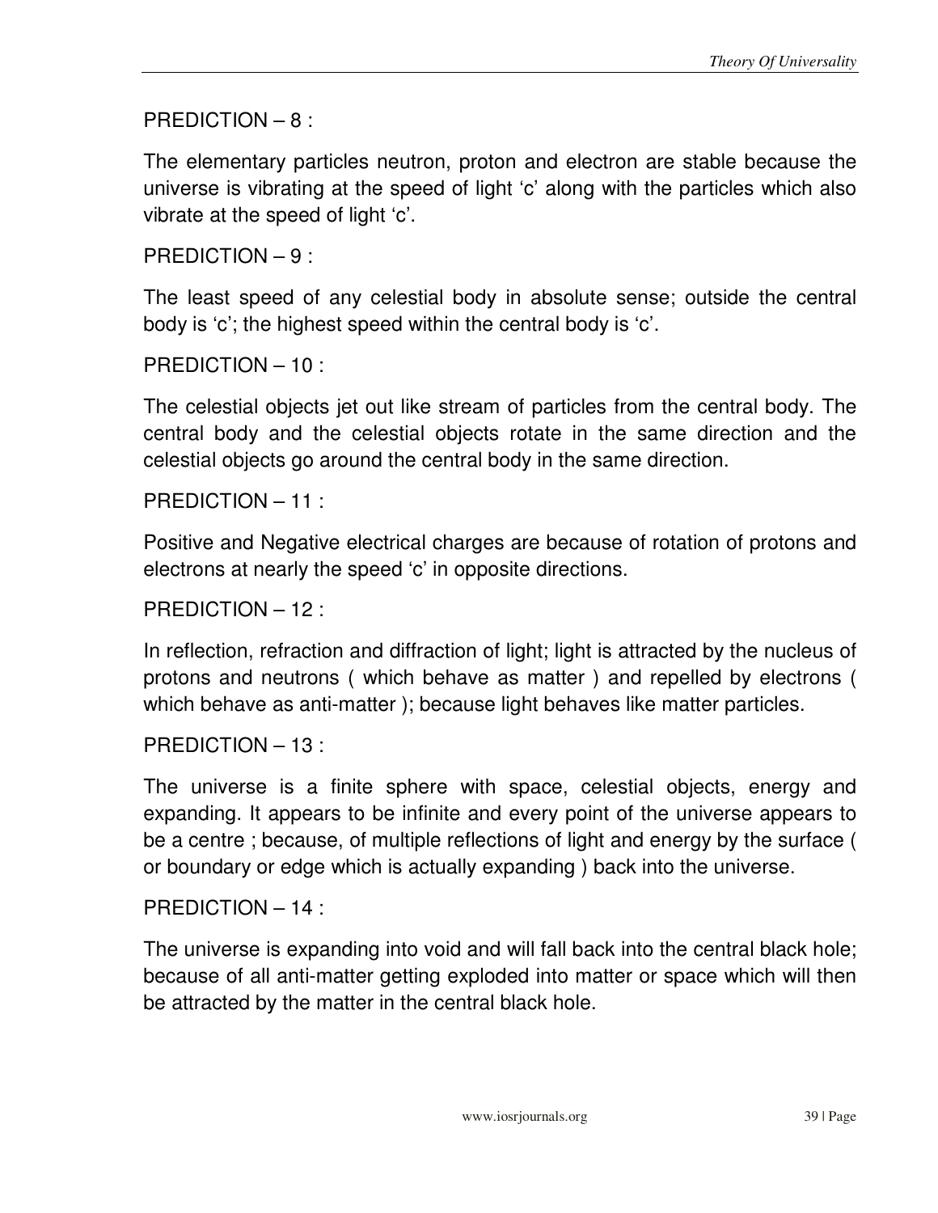PREDICTION – 8 :

The elementary particles neutron, proton and electron are stable because the universe is vibrating at the speed of light ‘c’ along with the particles which also vibrate at the speed of light ‘c’.

PREDICTION – 9 :

The least speed of any celestial body in absolute sense; outside the central body is ‘c’; the highest speed within the central body is ‘c’.

PREDICTION – 10 :

The celestial objects jet out like stream of particles from the central body. The central body and the celestial objects rotate in the same direction and the celestial objects go around the central body in the same direction.

PREDICTION – 11 :

Positive and Negative electrical charges are because of rotation of protons and electrons at nearly the speed ‘c’ in opposite directions.

PREDICTION – 12 :

In reflection, refraction and diffraction of light; light is attracted by the nucleus of protons and neutrons ( which behave as matter ) and repelled by electrons ( which behave as anti-matter ); because light behaves like matter particles.

PREDICTION – 13 :

The universe is a finite sphere with space, celestial objects, energy and expanding. It appears to be infinite and every point of the universe appears to be a centre ; because, of multiple reflections of light and energy by the surface ( or boundary or edge which is actually expanding ) back into the universe.

PREDICTION – 14 :

The universe is expanding into void and will fall back into the central black hole; because of all anti-matter getting exploded into matter or space which will then be attracted by the matter in the central black hole.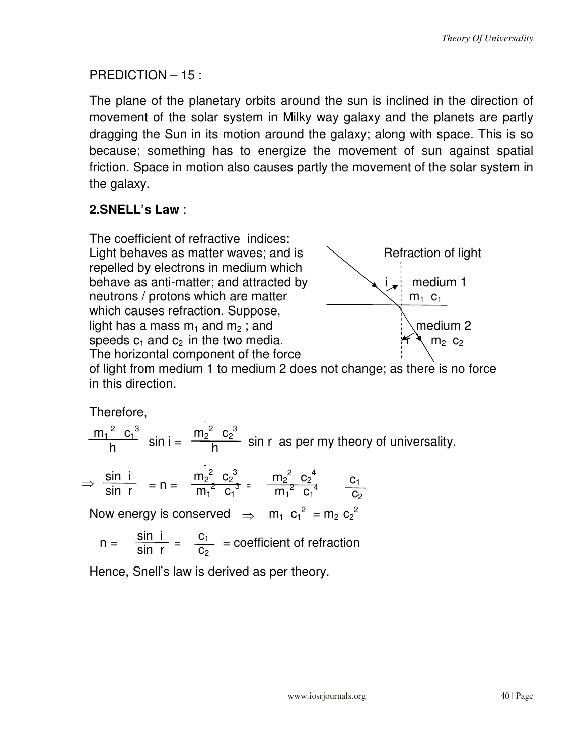PREDICTION – 15 :

The plane of the planetary orbits around the sun is inclined in the direction of movement of the solar system in Milky way galaxy and the planets are partly dragging the Sun in its motion around the galaxy; along with space. This is so because; something has to energize the movement of sun against spatial friction. Space in motion also causes partly the movement of the solar system in the galaxy.

**2.SNELL's Law** :

The coefficient of refractive indices:
Light behaves as matter waves; and is repelled by electrons in medium which behave as anti-matter; and attracted by neutrons / protons which are matter which causes refraction. Suppose, light has a mass $m_1$ and $m_2$ ; and speeds $c_1$ and $c_2$ in the two media. The horizontal component of the force of light from medium 1 to medium 2 does not change; as there is no force in this direction.

Refraction of light

i medium 1 $m_1$ $c_1$

r medium 2 $m_2$ $c_2$

Therefore,

$$\frac{m_1^2 \; c_1^3}{h} \sin i = \frac{\bar{m}_2^2 \; c_2^3}{h} \sin r \text{ as per my theory of universality.}$$

$$\Rightarrow \frac{\sin i}{\sin r} = n = \frac{\bar{m}_2^2 \; c_2^3}{m_1^2 \; c_1^3} = \frac{m_2^2 \; c_2^4}{m_1^2 \; c_1^4} \quad \frac{c_1}{c_2}$$

Now energy is conserved $\Rightarrow$ $m_1 \; c_1^2 = m_2 \; c_2^2$

$$n = \frac{\sin i}{\sin r} = \frac{c_1}{c_2} = \text{coefficient of refraction}$$

Hence, Snell's law is derived as per theory.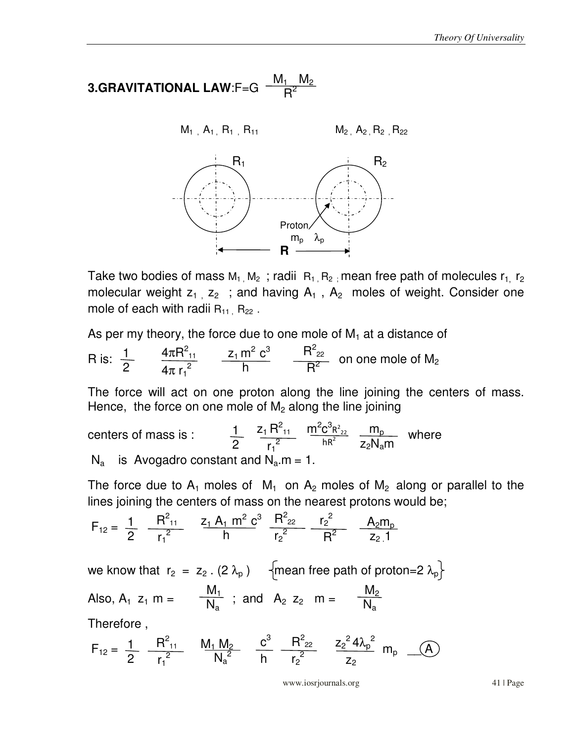**3.GRAVITATIONAL LAW**: $F = G \dfrac{M_1 \; M_2}{R^2}$

$M_1$ , $A_1$ , $R_1$ , $R_{11}$ $M_2$ , $A_2$ , $R_2$ , $R_{22}$

$R_1$ $R_2$

Proton

$m_p$ $\lambda_p$

**R**

Take two bodies of mass $M_1$ , $M_2$ ; radii $R_1$ , $R_2$ ; mean free path of molecules $r_1$, $r_2$ molecular weight $z_1$ , $z_2$ ; and having $A_1$ , $A_2$ moles of weight. Consider one mole of each with radii $R_{11}$ , $R_{22}$ .

As per my theory, the force due to one mole of $M_1$ at a distance of R is: $\dfrac{1}{2} \; \dfrac{4\pi R^2_{11}}{4\pi \, r_1^{\,2}} \; \dfrac{z_1 \, m^2 \, c^3}{h} \; \dfrac{R^2_{22}}{R^2}$ on one mole of $M_2$

The force will act on one proton along the line joining the centers of mass. Hence, the force on one mole of $M_2$ along the line joining

centers of mass is : $\dfrac{1}{2} \; \dfrac{z_1 \, R^2_{11}}{r_1^{\,2}} \; \dfrac{m^2 c^3 R^2_{22}}{h R^2} \; \dfrac{m_p}{z_2 N_a m}$ where

$N_a$ is Avogadro constant and $N_a.m = 1$.

The force due to $A_1$ moles of $M_1$ on $A_2$ moles of $M_2$ along or parallel to the lines joining the centers of mass on the nearest protons would be;

$$F_{12} = \frac{1}{2} \; \frac{R^2_{11}}{r_1^{\,2}} \; \frac{z_1 \, A_1 \, m^2 \, c^3}{h} \; \frac{R^2_{22}}{r_2^{\,2}} \; \frac{r_2^{\,2}}{R^2} \; \frac{A_2 m_p}{z_2 . 1}$$

we know that $r_2 = z_2 . (2\,\lambda_p)$ {mean free path of proton= $2\,\lambda_p$}

Also, $A_1 \; z_1 \; m = \dfrac{M_1}{N_a}$ ; and $A_2 \; z_2 \; m = \dfrac{M_2}{N_a}$

Therefore ,

$$F_{12} = \frac{1}{2} \; \frac{R^2_{11}}{r_1^{\,2}} \; \frac{M_1 \, M_2}{N_a^{\,2}} \; \frac{c^3}{h} \; \frac{R^2_{22}}{r_2^{\,2}} \; \frac{z_2^{\,2} \, 4\lambda_p^{\,2}}{z_2} \; m_p \quad \text{(A)}$$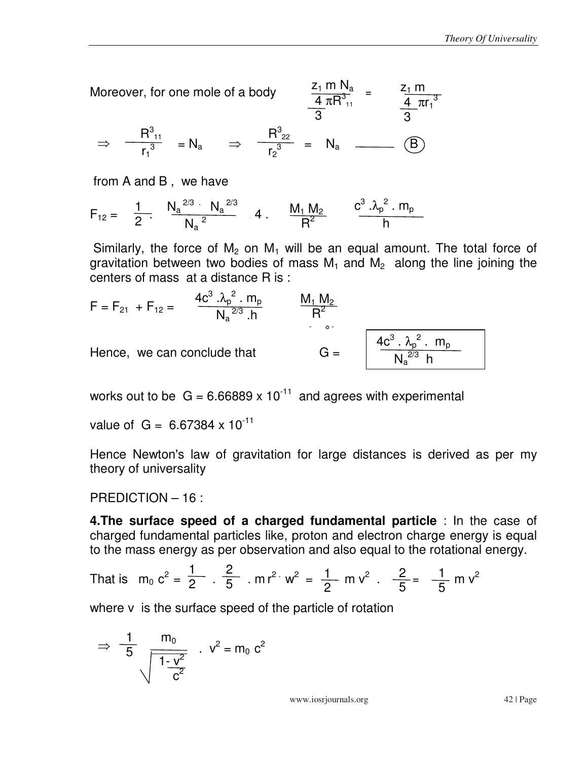Moreover, for one mole of a body $\dfrac{z_1\, m\, N_a}{\frac{4}{3}\pi R^3_{11}} = \dfrac{z_1\, m}{\frac{4}{3}\pi r_1^3}$

$$\Rightarrow \frac{R^3_{11}}{r_1^3} = N_a \quad \Rightarrow \frac{R^3_{22}}{r_2^3} = N_a \quad \text{———} \quad (B)$$

from A and B , we have

$$F_{12} = \frac{1}{2} \cdot \frac{N_a^{2/3} \cdot N_a^{2/3}}{N_a^{\ 2}} \cdot 4 \cdot \frac{M_1 M_2}{R^2} \frac{c^3 . \lambda_p^{\ 2} . m_p}{h}$$

Similarly, the force of $M_2$ on $M_1$ will be an equal amount. The total force of gravitation between two bodies of mass $M_1$ and $M_2$ along the line joining the centers of mass at a distance R is :

$$F = F_{21} + F_{12} = \frac{4c^3 . \lambda_p^{\ 2} . m_p}{N_a^{\ 2/3} . h} \quad \frac{M_1 M_2}{R^2}$$

Hence, we can conclude that

$$G = \boxed{\frac{4c^3 . \lambda_p^{\ 2} . \ m_p}{N_a^{2/3}\ \ h}}$$

works out to be $G = 6.66889 \times 10^{-11}$ and agrees with experimental

value of $G = 6.67384 \times 10^{-11}$

Hence Newton's law of gravitation for large distances is derived as per my theory of universality

PREDICTION – 16 :

**4.The surface speed of a charged fundamental particle** : In the case of charged fundamental particles like, proton and electron charge energy is equal to the mass energy as per observation and also equal to the rotational energy.

That is $m_0\, c^2 = \frac{1}{2} \cdot \frac{2}{5} \cdot m\, r^2 \cdot w^2 = \frac{1}{2}\, m\, v^2 \cdot \frac{2}{5} = \frac{1}{5}\, m\, v^2$

where v is the surface speed of the particle of rotation

$$\Rightarrow \frac{1}{5} \frac{m_0}{\sqrt{1 - \frac{v^2}{c^2}}} \ . \ v^2 = m_0\, c^2$$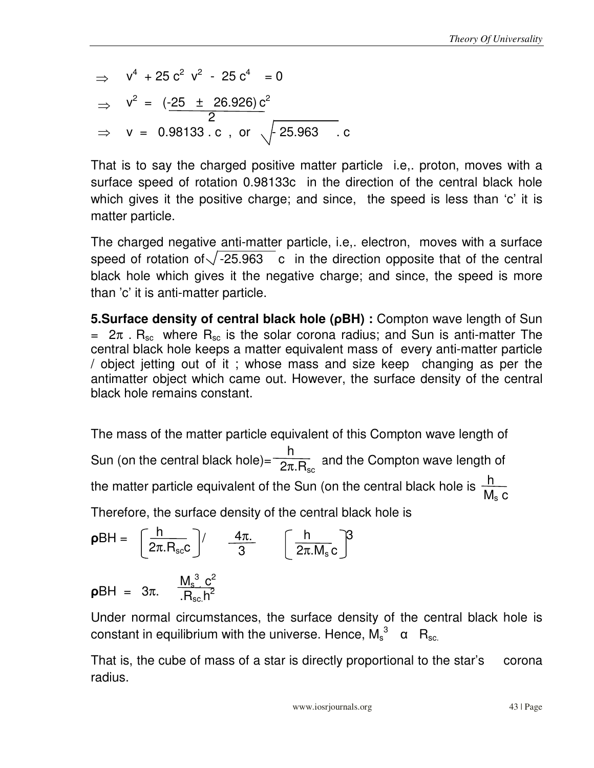$$\Rightarrow \quad v^4 + 25\,c^2\,v^2 - 25\,c^4 = 0$$

$$\Rightarrow \quad v^2 = \frac{(-25 \pm 26.926)\,c^2}{2}$$

$$\Rightarrow \quad v = 0.98133\,.\,c\,, \text{ or } \sqrt{-25.963}\,.\,c$$

That is to say the charged positive matter particle i.e,. proton, moves with a surface speed of rotation 0.98133c in the direction of the central black hole which gives it the positive charge; and since, the speed is less than 'c' it is matter particle.

The charged negative anti-matter particle, i.e,. electron, moves with a surface speed of rotation of $\sqrt{-25.963}$ c in the direction opposite that of the central black hole which gives it the negative charge; and since, the speed is more than 'c' it is anti-matter particle.

**5.Surface density of central black hole (ρBH) :** Compton wave length of Sun $= 2\pi\,.\,R_{sc}$ where $R_{sc}$ is the solar corona radius; and Sun is anti-matter The central black hole keeps a matter equivalent mass of every anti-matter particle / object jetting out of it ; whose mass and size keep changing as per the antimatter object which came out. However, the surface density of the central black hole remains constant.

The mass of the matter particle equivalent of this Compton wave length of Sun (on the central black hole)= $\frac{h}{2\pi.R_{sc}}$ and the Compton wave length of the matter particle equivalent of the Sun (on the central black hole is $\frac{h}{M_s\,c}$

Therefore, the surface density of the central black hole is

$$\rho BH = \left[\frac{h}{2\pi.R_{sc}c}\right] / \quad \frac{4\pi.}{3} \quad \left[\frac{h}{2\pi.M_s\,c}\right]^3$$

$$\rho BH = 3\pi. \quad \frac{M_s^{\,3}\,c^2}{.R_{sc.}h^2}$$

Under normal circumstances, the surface density of the central black hole is constant in equilibrium with the universe. Hence, $M_s^{\,3} \;\alpha\; R_{sc.}$

That is, the cube of mass of a star is directly proportional to the star's corona radius.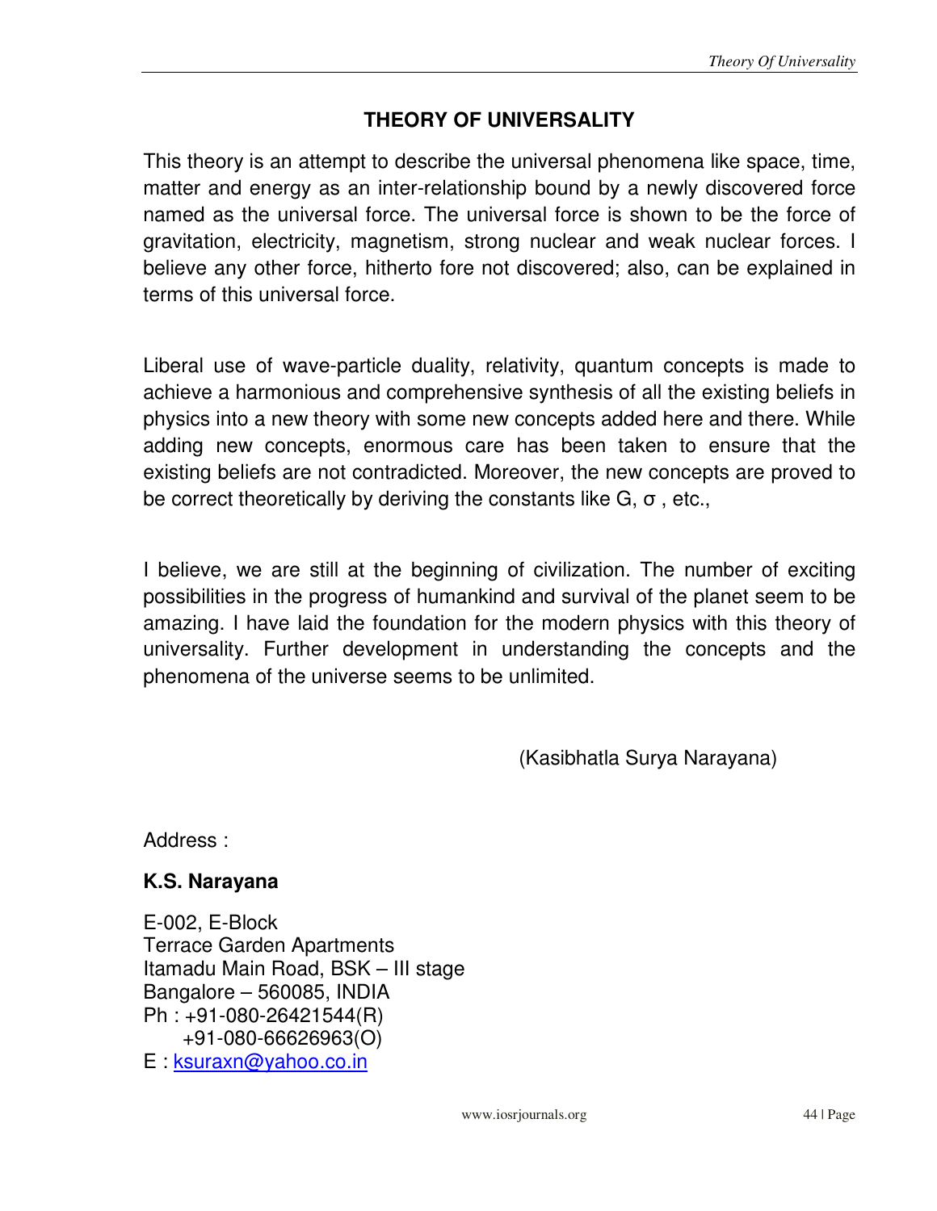# THEORY OF UNIVERSALITY

This theory is an attempt to describe the universal phenomena like space, time, matter and energy as an inter-relationship bound by a newly discovered force named as the universal force. The universal force is shown to be the force of gravitation, electricity, magnetism, strong nuclear and weak nuclear forces. I believe any other force, hitherto fore not discovered; also, can be explained in terms of this universal force.

Liberal use of wave-particle duality, relativity, quantum concepts is made to achieve a harmonious and comprehensive synthesis of all the existing beliefs in physics into a new theory with some new concepts added here and there. While adding new concepts, enormous care has been taken to ensure that the existing beliefs are not contradicted. Moreover, the new concepts are proved to be correct theoretically by deriving the constants like $G$, $\sigma$ , etc.,

I believe, we are still at the beginning of civilization. The number of exciting possibilities in the progress of humankind and survival of the planet seem to be amazing. I have laid the foundation for the modern physics with this theory of universality. Further development in understanding the concepts and the phenomena of the universe seems to be unlimited.

(Kasibhatla Surya Narayana)

Address :

**K.S. Narayana**

E-002, E-Block  
Terrace Garden Apartments  
Itamadu Main Road, BSK – III stage  
Bangalore – 560085, INDIA  
Ph : +91-080-26421544(R)  
+91-080-66626963(O)  
E : ksuraxn@yahoo.co.in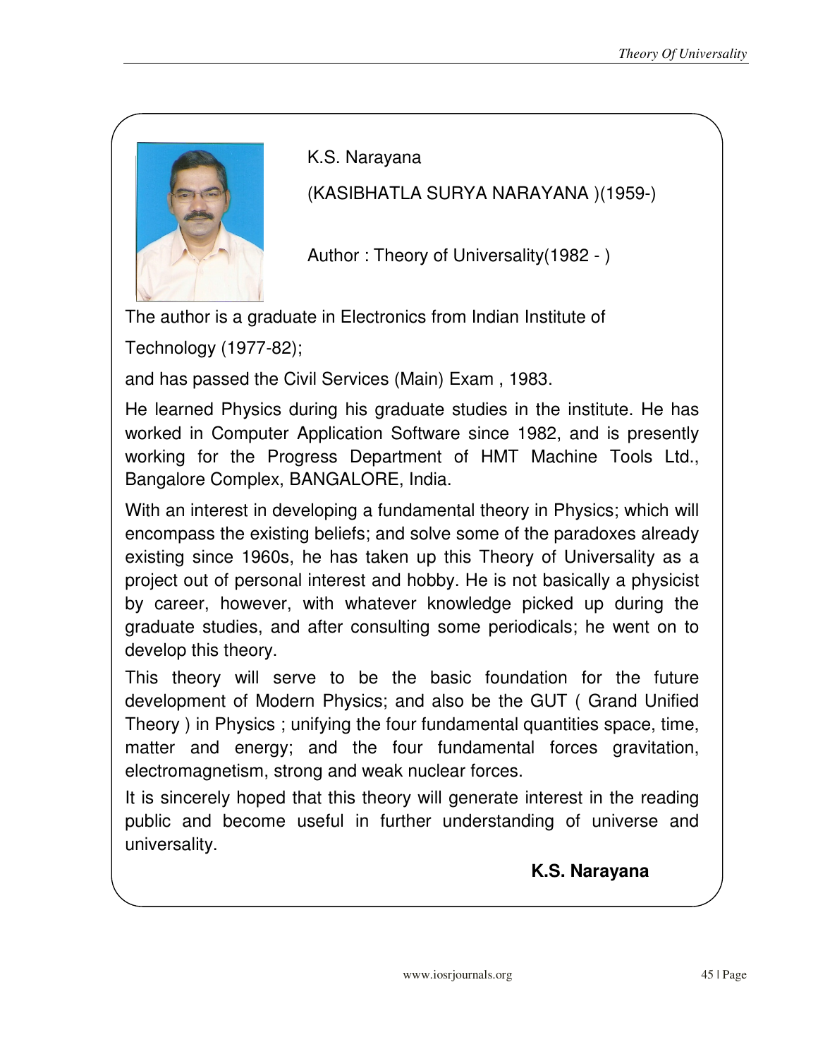K.S. Narayana

(KASIBHATLA SURYA NARAYANA )(1959-)

Author : Theory of Universality(1982 - )

The author is a graduate in Electronics from Indian Institute of Technology (1977-82);

and has passed the Civil Services (Main) Exam , 1983.

He learned Physics during his graduate studies in the institute. He has worked in Computer Application Software since 1982, and is presently working for the Progress Department of HMT Machine Tools Ltd., Bangalore Complex, BANGALORE, India.

With an interest in developing a fundamental theory in Physics; which will encompass the existing beliefs; and solve some of the paradoxes already existing since 1960s, he has taken up this Theory of Universality as a project out of personal interest and hobby. He is not basically a physicist by career, however, with whatever knowledge picked up during the graduate studies, and after consulting some periodicals; he went on to develop this theory.

This theory will serve to be the basic foundation for the future development of Modern Physics; and also be the GUT ( Grand Unified Theory ) in Physics ; unifying the four fundamental quantities space, time, matter and energy; and the four fundamental forces gravitation, electromagnetism, strong and weak nuclear forces.

It is sincerely hoped that this theory will generate interest in the reading public and become useful in further understanding of universe and universality.

**K.S. Narayana**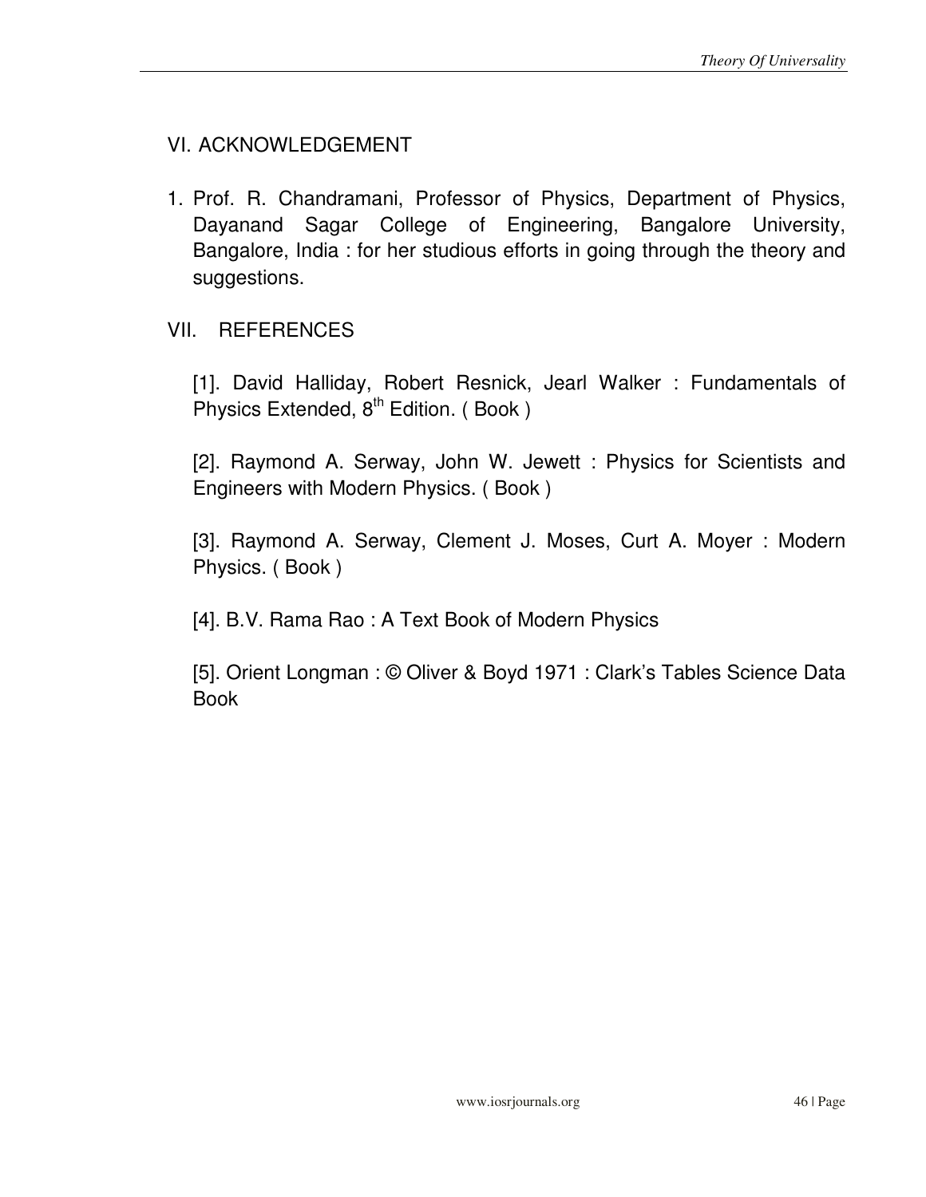## VI. ACKNOWLEDGEMENT

1. Prof. R. Chandramani, Professor of Physics, Department of Physics, Dayanand Sagar College of Engineering, Bangalore University, Bangalore, India : for her studious efforts in going through the theory and suggestions.

## VII. REFERENCES

[1]. David Halliday, Robert Resnick, Jearl Walker : Fundamentals of Physics Extended, 8th Edition. ( Book )

[2]. Raymond A. Serway, John W. Jewett : Physics for Scientists and Engineers with Modern Physics. ( Book )

[3]. Raymond A. Serway, Clement J. Moses, Curt A. Moyer : Modern Physics. ( Book )

[4]. B.V. Rama Rao : A Text Book of Modern Physics

[5]. Orient Longman : © Oliver & Boyd 1971 : Clark's Tables Science Data Book